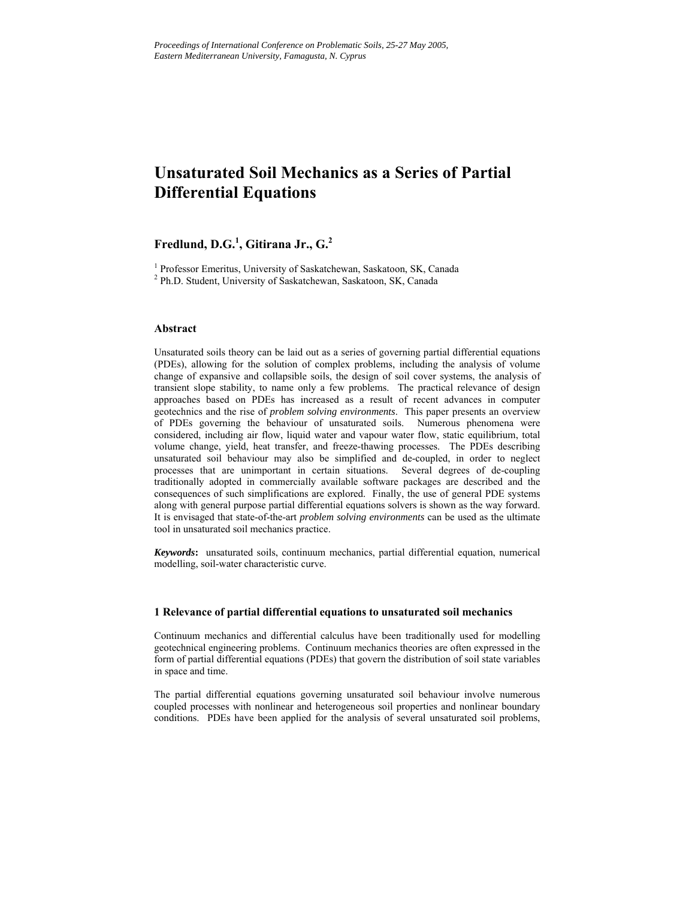*Proceedings of International Conference on Problematic Soils, 25-27 May 2005, Eastern Mediterranean University, Famagusta, N. Cyprus*

# Unsaturated Soil Mechanics as a Series of Partial Differential Equations

## Fredlund, D.G.[1], Gitirana Jr., G.[2]

[1] Professor Emeritus, University of Saskatchewan, Saskatoon, SK, Canada
[2] Ph.D. Student, University of Saskatchewan, Saskatoon, SK, Canada

### Abstract

Unsaturated soils theory can be laid out as a series of governing partial differential equations (PDEs), allowing for the solution of complex problems, including the analysis of volume change of expansive and collapsible soils, the design of soil cover systems, the analysis of transient slope stability, to name only a few problems. The practical relevance of design approaches based on PDEs has increased as a result of recent advances in computer geotechnics and the rise of *problem solving environments*. This paper presents an overview of PDEs governing the behaviour of unsaturated soils. Numerous phenomena were considered, including air flow, liquid water and vapour water flow, static equilibrium, total volume change, yield, heat transfer, and freeze-thawing processes. The PDEs describing unsaturated soil behaviour may also be simplified and de-coupled, in order to neglect processes that are unimportant in certain situations. Several degrees of de-coupling traditionally adopted in commercially available software packages are described and the consequences of such simplifications are explored. Finally, the use of general PDE systems along with general purpose partial differential equations solvers is shown as the way forward. It is envisaged that state-of-the-art *problem solving environments* can be used as the ultimate tool in unsaturated soil mechanics practice.

***Keywords*:** unsaturated soils, continuum mechanics, partial differential equation, numerical modelling, soil-water characteristic curve.

### 1 Relevance of partial differential equations to unsaturated soil mechanics

Continuum mechanics and differential calculus have been traditionally used for modelling geotechnical engineering problems. Continuum mechanics theories are often expressed in the form of partial differential equations (PDEs) that govern the distribution of soil state variables in space and time.

The partial differential equations governing unsaturated soil behaviour involve numerous coupled processes with nonlinear and heterogeneous soil properties and nonlinear boundary conditions. PDEs have been applied for the analysis of several unsaturated soil problems,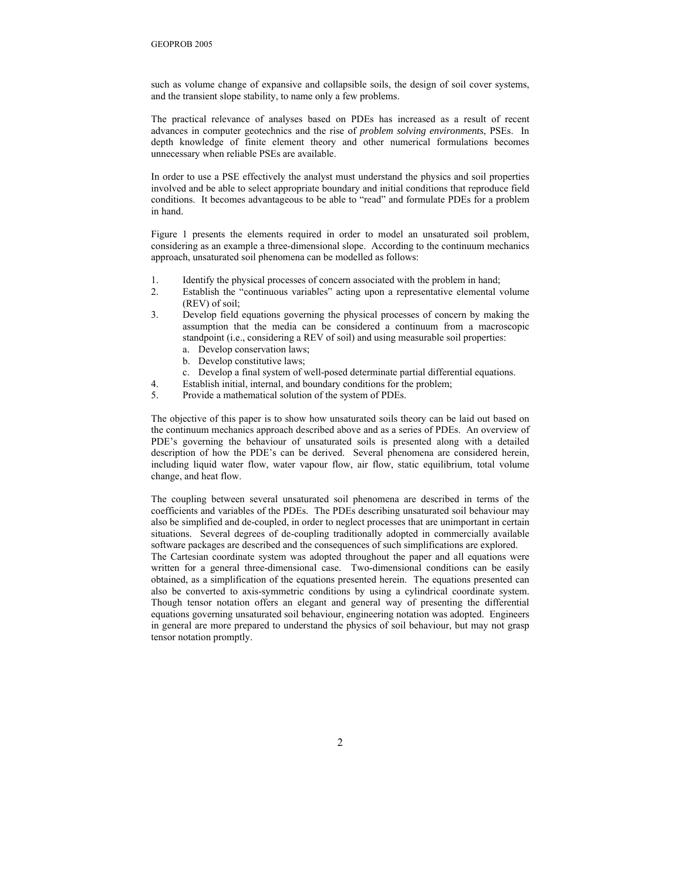such as volume change of expansive and collapsible soils, the design of soil cover systems, and the transient slope stability, to name only a few problems.

The practical relevance of analyses based on PDEs has increased as a result of recent advances in computer geotechnics and the rise of *problem solving environments*, PSEs. In depth knowledge of finite element theory and other numerical formulations becomes unnecessary when reliable PSEs are available.

In order to use a PSE effectively the analyst must understand the physics and soil properties involved and be able to select appropriate boundary and initial conditions that reproduce field conditions. It becomes advantageous to be able to "read" and formulate PDEs for a problem in hand.

Figure 1 presents the elements required in order to model an unsaturated soil problem, considering as an example a three-dimensional slope. According to the continuum mechanics approach, unsaturated soil phenomena can be modelled as follows:

1. Identify the physical processes of concern associated with the problem in hand;
2. Establish the "continuous variables" acting upon a representative elemental volume (REV) of soil;
3. Develop field equations governing the physical processes of concern by making the assumption that the media can be considered a continuum from a macroscopic standpoint (i.e., considering a REV of soil) and using measurable soil properties:
    a. Develop conservation laws;
    b. Develop constitutive laws;
    c. Develop a final system of well-posed determinate partial differential equations.
4. Establish initial, internal, and boundary conditions for the problem;
5. Provide a mathematical solution of the system of PDEs.

The objective of this paper is to show how unsaturated soils theory can be laid out based on the continuum mechanics approach described above and as a series of PDEs. An overview of PDE's governing the behaviour of unsaturated soils is presented along with a detailed description of how the PDE's can be derived. Several phenomena are considered herein, including liquid water flow, water vapour flow, air flow, static equilibrium, total volume change, and heat flow.

The coupling between several unsaturated soil phenomena are described in terms of the coefficients and variables of the PDEs. The PDEs describing unsaturated soil behaviour may also be simplified and de-coupled, in order to neglect processes that are unimportant in certain situations. Several degrees of de-coupling traditionally adopted in commercially available software packages are described and the consequences of such simplifications are explored.
The Cartesian coordinate system was adopted throughout the paper and all equations were written for a general three-dimensional case. Two-dimensional conditions can be easily obtained, as a simplification of the equations presented herein. The equations presented can also be converted to axis-symmetric conditions by using a cylindrical coordinate system. Though tensor notation offers an elegant and general way of presenting the differential equations governing unsaturated soil behaviour, engineering notation was adopted. Engineers in general are more prepared to understand the physics of soil behaviour, but may not grasp tensor notation promptly.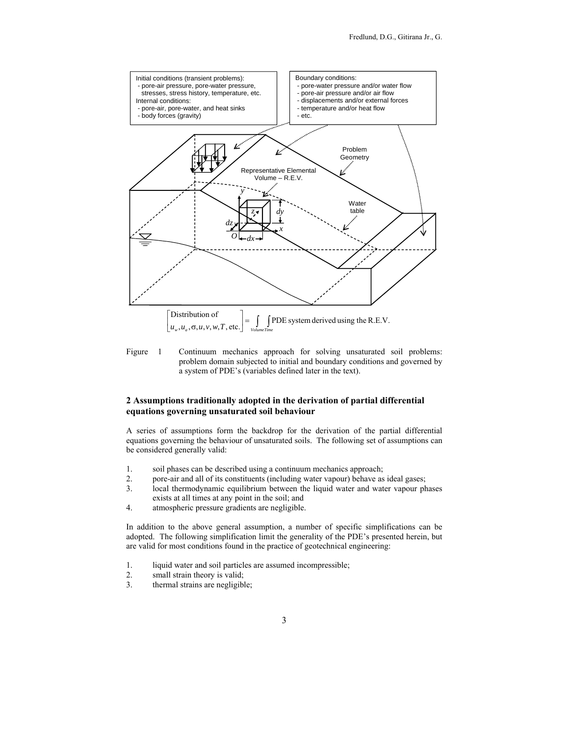$$\begin{bmatrix} \text{Distribution of} \\ u_w, u_a, \sigma, u, v, w, T, \text{etc.} \end{bmatrix} = \int_{Volume} \int_{Time} \text{PDE system derived using the R.E.V.}$$

Figure 1 Continuum mechanics approach for solving unsaturated soil problems: problem domain subjected to initial and boundary conditions and governed by a system of PDE's (variables defined later in the text).

## 2 Assumptions traditionally adopted in the derivation of partial differential equations governing unsaturated soil behaviour

A series of assumptions form the backdrop for the derivation of the partial differential equations governing the behaviour of unsaturated soils. The following set of assumptions can be considered generally valid:

1. soil phases can be described using a continuum mechanics approach;
2. pore-air and all of its constituents (including water vapour) behave as ideal gases;
3. local thermodynamic equilibrium between the liquid water and water vapour phases exists at all times at any point in the soil; and
4. atmospheric pressure gradients are negligible.

In addition to the above general assumption, a number of specific simplifications can be adopted. The following simplification limit the generality of the PDE's presented herein, but are valid for most conditions found in the practice of geotechnical engineering:

1. liquid water and soil particles are assumed incompressible;
2. small strain theory is valid;
3. thermal strains are negligible;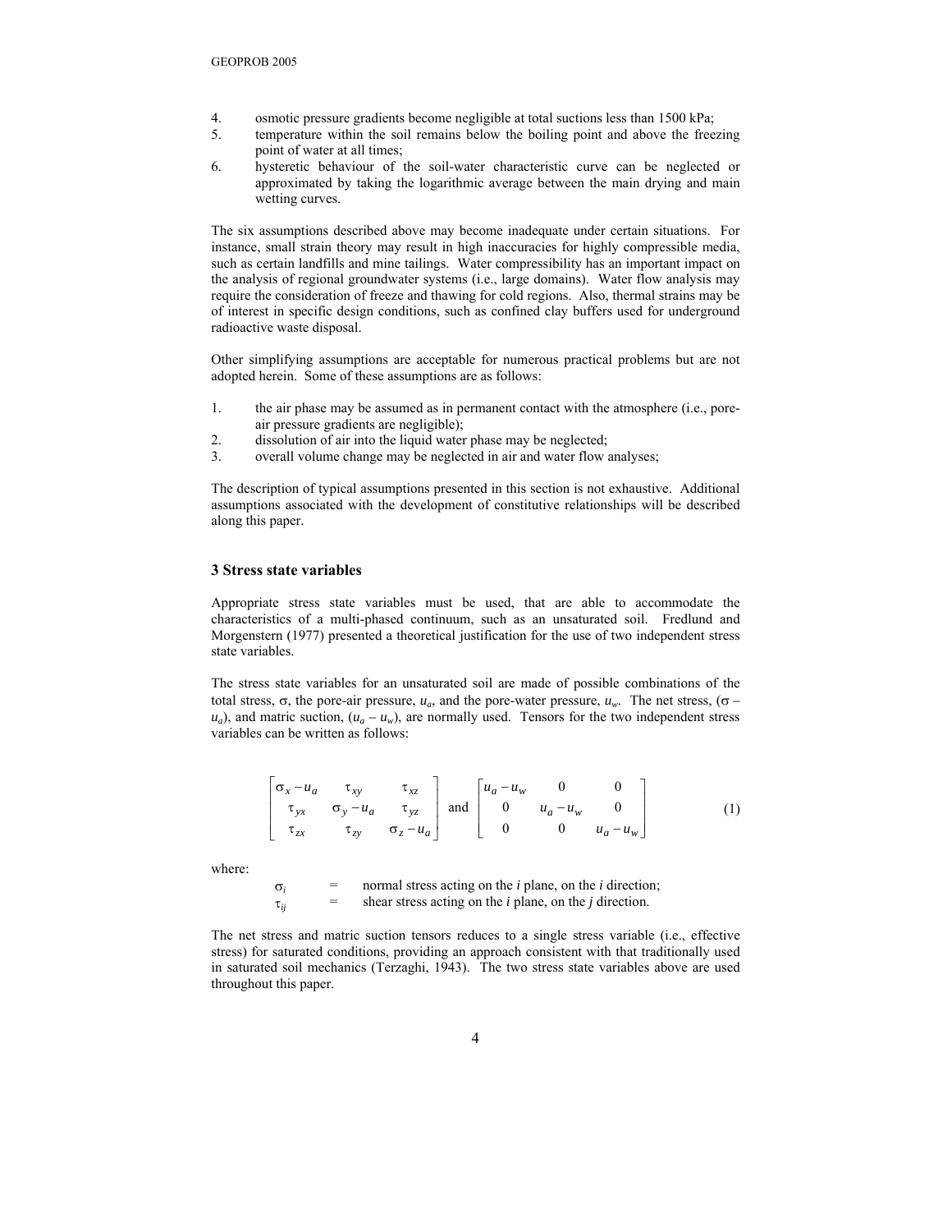4. osmotic pressure gradients become negligible at total suctions less than 1500 kPa;
5. temperature within the soil remains below the boiling point and above the freezing point of water at all times;
6. hysteretic behaviour of the soil-water characteristic curve can be neglected or approximated by taking the logarithmic average between the main drying and main wetting curves.

The six assumptions described above may become inadequate under certain situations. For instance, small strain theory may result in high inaccuracies for highly compressible media, such as certain landfills and mine tailings. Water compressibility has an important impact on the analysis of regional groundwater systems (i.e., large domains). Water flow analysis may require the consideration of freeze and thawing for cold regions. Also, thermal strains may be of interest in specific design conditions, such as confined clay buffers used for underground radioactive waste disposal.

Other simplifying assumptions are acceptable for numerous practical problems but are not adopted herein. Some of these assumptions are as follows:

1. the air phase may be assumed as in permanent contact with the atmosphere (i.e., pore-air pressure gradients are negligible);
2. dissolution of air into the liquid water phase may be neglected;
3. overall volume change may be neglected in air and water flow analyses;

The description of typical assumptions presented in this section is not exhaustive. Additional assumptions associated with the development of constitutive relationships will be described along this paper.

### 3 Stress state variables

Appropriate stress state variables must be used, that are able to accommodate the characteristics of a multi-phased continuum, such as an unsaturated soil. Fredlund and Morgenstern (1977) presented a theoretical justification for the use of two independent stress state variables.

The stress state variables for an unsaturated soil are made of possible combinations of the total stress, $\sigma$, the pore-air pressure, $u_a$, and the pore-water pressure, $u_w$. The net stress, $(\sigma - u_a)$, and matric suction, $(u_a - u_w)$, are normally used. Tensors for the two independent stress variables can be written as follows:

$$\begin{bmatrix} \sigma_x - u_a & \tau_{xy} & \tau_{xz} \\ \tau_{yx} & \sigma_y - u_a & \tau_{yz} \\ \tau_{zx} & \tau_{zy} & \sigma_z - u_a \end{bmatrix} \text{ and } \begin{bmatrix} u_a - u_w & 0 & 0 \\ 0 & u_a - u_w & 0 \\ 0 & 0 & u_a - u_w \end{bmatrix} \qquad (1)$$

where:

$\sigma_i$ = normal stress acting on the *i* plane, on the *i* direction;
$\tau_{ij}$ = shear stress acting on the *i* plane, on the *j* direction.

The net stress and matric suction tensors reduces to a single stress variable (i.e., effective stress) for saturated conditions, providing an approach consistent with that traditionally used in saturated soil mechanics (Terzaghi, 1943). The two stress state variables above are used throughout this paper.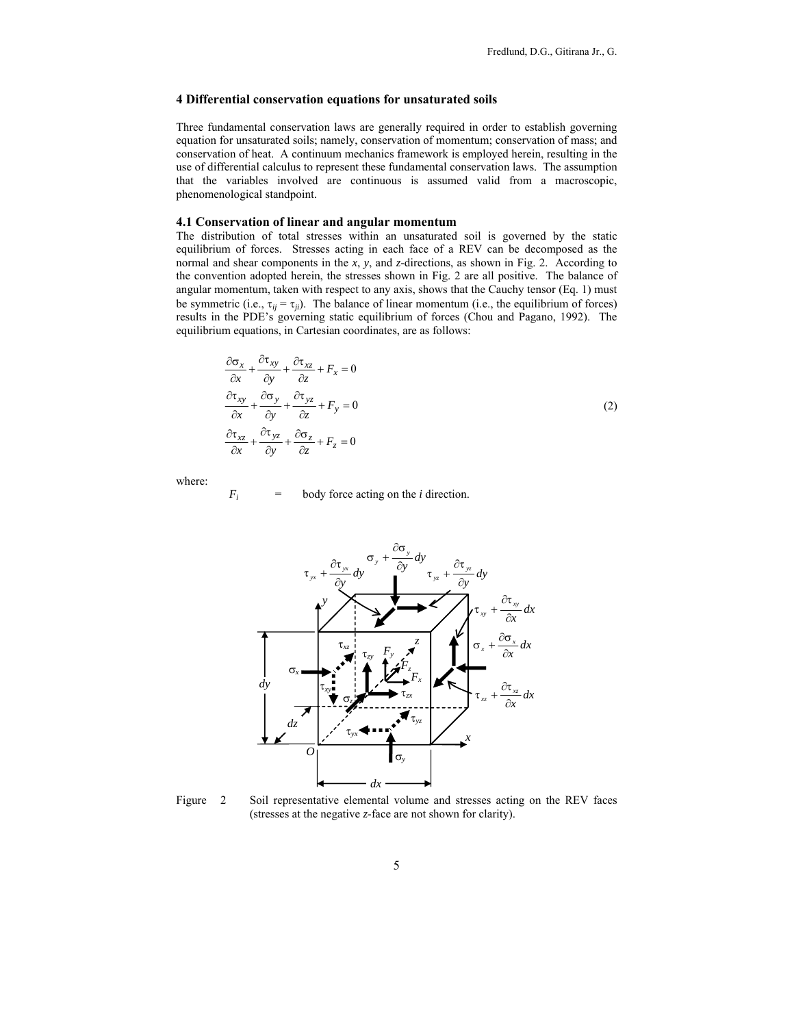## 4 Differential conservation equations for unsaturated soils

Three fundamental conservation laws are generally required in order to establish governing equation for unsaturated soils; namely, conservation of momentum; conservation of mass; and conservation of heat. A continuum mechanics framework is employed herein, resulting in the use of differential calculus to represent these fundamental conservation laws. The assumption that the variables involved are continuous is assumed valid from a macroscopic, phenomenological standpoint.

### 4.1 Conservation of linear and angular momentum

The distribution of total stresses within an unsaturated soil is governed by the static equilibrium of forces. Stresses acting in each face of a REV can be decomposed as the normal and shear components in the $x$, $y$, and $z$-directions, as shown in Fig. 2. According to the convention adopted herein, the stresses shown in Fig. 2 are all positive. The balance of angular momentum, taken with respect to any axis, shows that the Cauchy tensor (Eq. 1) must be symmetric (i.e., $\tau_{ij} = \tau_{ji}$). The balance of linear momentum (i.e., the equilibrium of forces) results in the PDE's governing static equilibrium of forces (Chou and Pagano, 1992). The equilibrium equations, in Cartesian coordinates, are as follows:

$$
\begin{aligned}
&\frac{\partial \sigma_x}{\partial x} + \frac{\partial \tau_{xy}}{\partial y} + \frac{\partial \tau_{xz}}{\partial z} + F_x = 0 \\
&\frac{\partial \tau_{xy}}{\partial x} + \frac{\partial \sigma_y}{\partial y} + \frac{\partial \tau_{yz}}{\partial z} + F_y = 0 \\
&\frac{\partial \tau_{xz}}{\partial x} + \frac{\partial \tau_{yz}}{\partial y} + \frac{\partial \sigma_z}{\partial z} + F_z = 0
\end{aligned}
\qquad (2)
$$

where:

$F_i$ = body force acting on the $i$ direction.

Figure 2 Soil representative elemental volume and stresses acting on the REV faces (stresses at the negative $z$-face are not shown for clarity).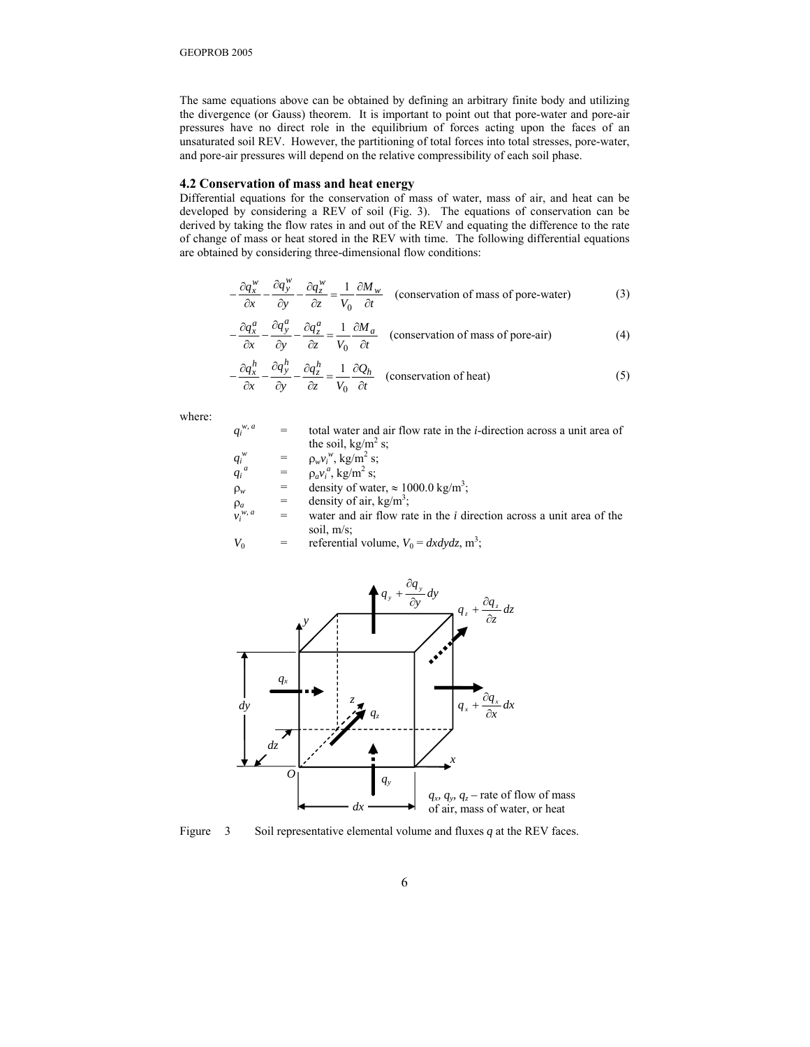The same equations above can be obtained by defining an arbitrary finite body and utilizing the divergence (or Gauss) theorem. It is important to point out that pore-water and pore-air pressures have no direct role in the equilibrium of forces acting upon the faces of an unsaturated soil REV. However, the partitioning of total forces into total stresses, pore-water, and pore-air pressures will depend on the relative compressibility of each soil phase.

### 4.2 Conservation of mass and heat energy

Differential equations for the conservation of mass of water, mass of air, and heat can be developed by considering a REV of soil (Fig. 3). The equations of conservation can be derived by taking the flow rates in and out of the REV and equating the difference to the rate of change of mass or heat stored in the REV with time. The following differential equations are obtained by considering three-dimensional flow conditions:

$$-\frac{\partial q_x^w}{\partial x}-\frac{\partial q_y^w}{\partial y}-\frac{\partial q_z^w}{\partial z}=\frac{1}{V_0}\frac{\partial M_w}{\partial t} \quad \text{(conservation of mass of pore-water)} \tag{3}$$

$$-\frac{\partial q_x^a}{\partial x}-\frac{\partial q_y^a}{\partial y}-\frac{\partial q_z^a}{\partial z}=\frac{1}{V_0}\frac{\partial M_a}{\partial t} \quad \text{(conservation of mass of pore-air)} \tag{4}$$

$$-\frac{\partial q_x^h}{\partial x}-\frac{\partial q_y^h}{\partial y}-\frac{\partial q_z^h}{\partial z}=\frac{1}{V_0}\frac{\partial Q_h}{\partial t} \quad \text{(conservation of heat)} \tag{5}$$

where:

- $q_i^{w,a}$ = total water and air flow rate in the *i*-direction across a unit area of the soil, kg/m$^2$ s;
- $q_i^w$ = $\rho_w v_i^w$, kg/m$^2$ s;
- $q_i^a$ = $\rho_a v_i^a$, kg/m$^2$ s;
- $\rho_w$ = density of water, $\approx$ 1000.0 kg/m$^3$;
- $\rho_a$ = density of air, kg/m$^3$;
- $v_i^{w,a}$ = water and air flow rate in the *i* direction across a unit area of the soil, m/s;
- $V_0$ = referential volume, $V_0 = dxdydz$, m$^3$;

Figure 3 Soil representative elemental volume and fluxes *q* at the REV faces.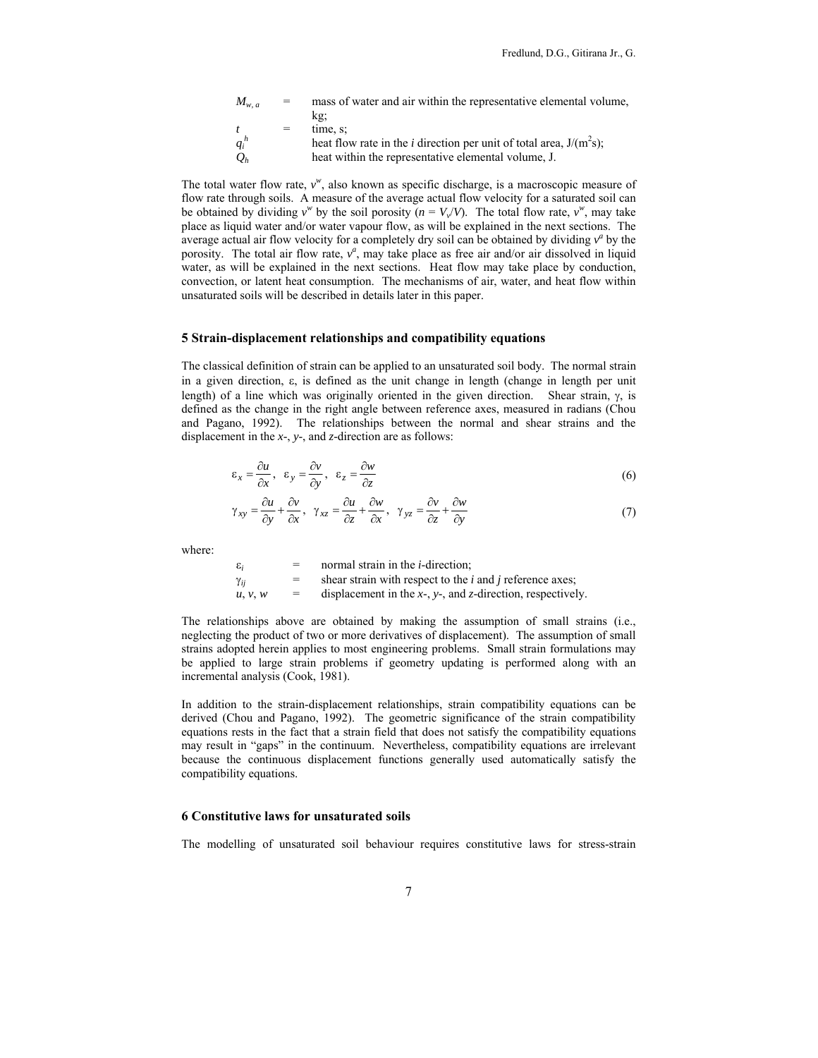| | | |
|---|---|---|
| $M_{w,a}$ | = | mass of water and air within the representative elemental volume, kg; |
| $t$ | = | time, s; |
| $q_i^h$ | | heat flow rate in the $i$ direction per unit of total area, J/(m$^2$s); |
| $Q_h$ | | heat within the representative elemental volume, J. |

The total water flow rate, $v^w$, also known as specific discharge, is a macroscopic measure of flow rate through soils. A measure of the average actual flow velocity for a saturated soil can be obtained by dividing $v^w$ by the soil porosity ($n = V_v/V$). The total flow rate, $v^w$, may take place as liquid water and/or water vapour flow, as will be explained in the next sections. The average actual air flow velocity for a completely dry soil can be obtained by dividing $v^a$ by the porosity. The total air flow rate, $v^a$, may take place as free air and/or air dissolved in liquid water, as will be explained in the next sections. Heat flow may take place by conduction, convection, or latent heat consumption. The mechanisms of air, water, and heat flow within unsaturated soils will be described in details later in this paper.

## 5 Strain-displacement relationships and compatibility equations

The classical definition of strain can be applied to an unsaturated soil body. The normal strain in a given direction, ε, is defined as the unit change in length (change in length per unit length) of a line which was originally oriented in the given direction. Shear strain, γ, is defined as the change in the right angle between reference axes, measured in radians (Chou and Pagano, 1992). The relationships between the normal and shear strains and the displacement in the $x$-, $y$-, and $z$-direction are as follows:

$$\varepsilon_x = \frac{\partial u}{\partial x}, \quad \varepsilon_y = \frac{\partial v}{\partial y}, \quad \varepsilon_z = \frac{\partial w}{\partial z} \tag{6}$$

$$\gamma_{xy} = \frac{\partial u}{\partial y} + \frac{\partial v}{\partial x}, \quad \gamma_{xz} = \frac{\partial u}{\partial z} + \frac{\partial w}{\partial x}, \quad \gamma_{yz} = \frac{\partial v}{\partial z} + \frac{\partial w}{\partial y} \tag{7}$$

where:

| | | |
|---|---|---|
| $\varepsilon_i$ | = | normal strain in the $i$-direction; |
| $\gamma_{ij}$ | = | shear strain with respect to the $i$ and $j$ reference axes; |
| $u, v, w$ | = | displacement in the $x$-, $y$-, and $z$-direction, respectively. |

The relationships above are obtained by making the assumption of small strains (i.e., neglecting the product of two or more derivatives of displacement). The assumption of small strains adopted herein applies to most engineering problems. Small strain formulations may be applied to large strain problems if geometry updating is performed along with an incremental analysis (Cook, 1981).

In addition to the strain-displacement relationships, strain compatibility equations can be derived (Chou and Pagano, 1992). The geometric significance of the strain compatibility equations rests in the fact that a strain field that does not satisfy the compatibility equations may result in "gaps" in the continuum. Nevertheless, compatibility equations are irrelevant because the continuous displacement functions generally used automatically satisfy the compatibility equations.

## 6 Constitutive laws for unsaturated soils

The modelling of unsaturated soil behaviour requires constitutive laws for stress-strain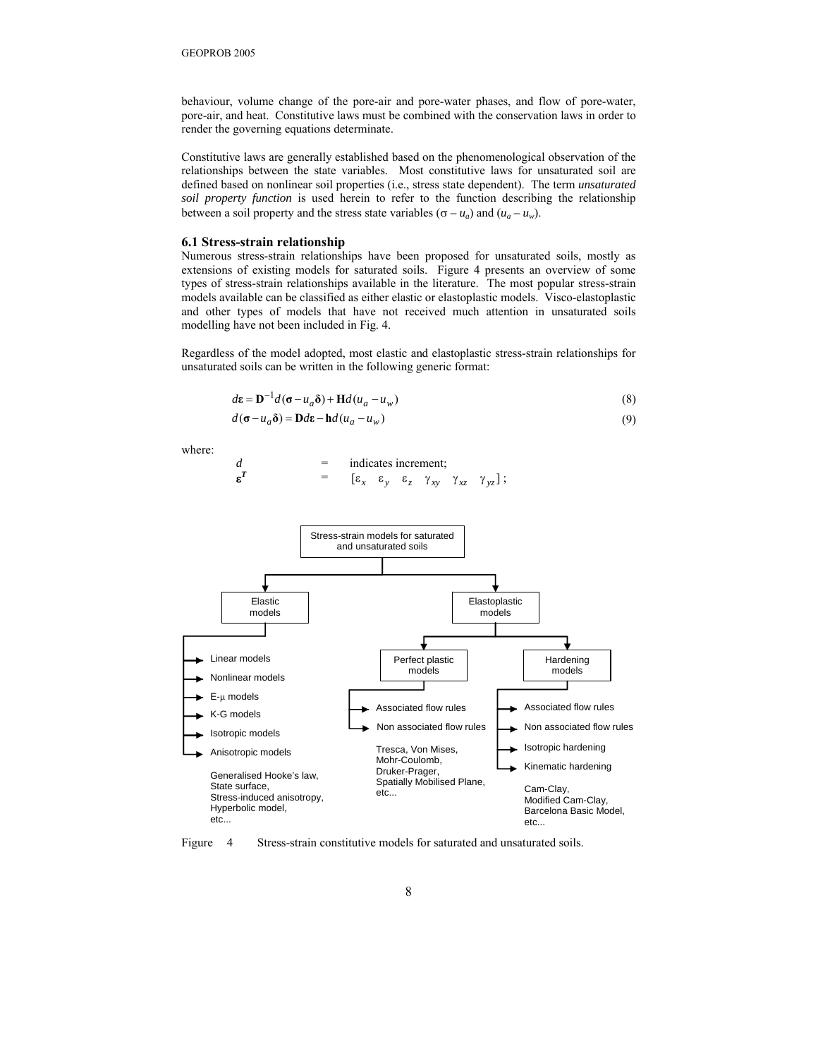behaviour, volume change of the pore-air and pore-water phases, and flow of pore-water, pore-air, and heat. Constitutive laws must be combined with the conservation laws in order to render the governing equations determinate.

Constitutive laws are generally established based on the phenomenological observation of the relationships between the state variables. Most constitutive laws for unsaturated soil are defined based on nonlinear soil properties (i.e., stress state dependent). The term *unsaturated soil property function* is used herein to refer to the function describing the relationship between a soil property and the stress state variables $(\sigma - u_a)$ and $(u_a - u_w)$.

### 6.1 Stress-strain relationship

Numerous stress-strain relationships have been proposed for unsaturated soils, mostly as extensions of existing models for saturated soils. Figure 4 presents an overview of some types of stress-strain relationships available in the literature. The most popular stress-strain models available can be classified as either elastic or elastoplastic models. Visco-elastoplastic and other types of models that have not received much attention in unsaturated soils modelling have not been included in Fig. 4.

Regardless of the model adopted, most elastic and elastoplastic stress-strain relationships for unsaturated soils can be written in the following generic format:

$$d\boldsymbol{\varepsilon} = \mathbf{D}^{-1} d(\boldsymbol{\sigma} - u_a \boldsymbol{\delta}) + \mathbf{H} d(u_a - u_w) \tag{8}$$

$$d(\boldsymbol{\sigma} - u_a \boldsymbol{\delta}) = \mathbf{D} d\boldsymbol{\varepsilon} - \mathbf{h} d(u_a - u_w) \tag{9}$$

where:

$d$ = indicates increment;

$\boldsymbol{\varepsilon}^T$ = $[\varepsilon_x \quad \varepsilon_y \quad \varepsilon_z \quad \gamma_{xy} \quad \gamma_{xz} \quad \gamma_{yz}]$;

- Stress-strain models for saturated and unsaturated soils
  - Elastic models
    - Linear models
    - Nonlinear models
    - E-μ models
    - K-G models
    - Isotropic models
    - Anisotropic models
    - Generalised Hooke's law, State surface, Stress-induced anisotropy, Hyperbolic model, etc...
  - Elastoplastic models
    - Perfect plastic models
      - Associated flow rules
      - Non associated flow rules
      - Tresca, Von Mises, Mohr-Coulomb, Druker-Prager, Spatially Mobilised Plane, etc...
    - Hardening models
      - Associated flow rules
      - Non associated flow rules
      - Isotropic hardening
      - Kinematic hardening
      - Cam-Clay, Modified Cam-Clay, Barcelona Basic Model, etc...

Figure 4 Stress-strain constitutive models for saturated and unsaturated soils.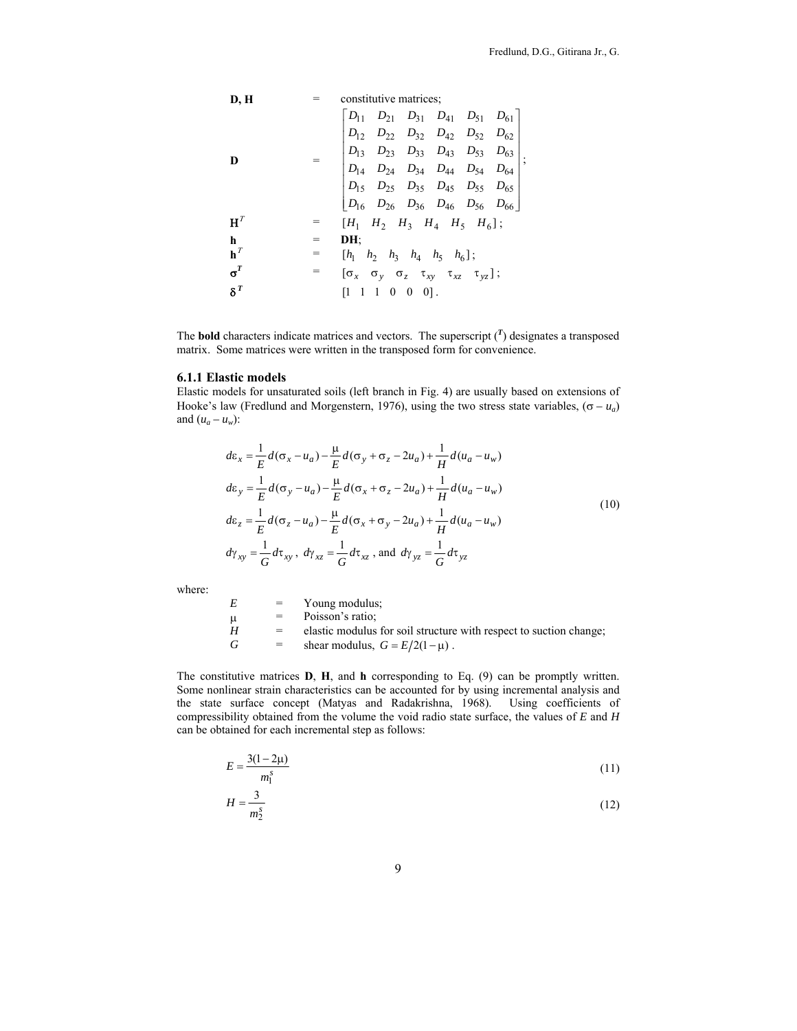| | | |
|---|---|---|
| **D, H** | = | constitutive matrices; |
| **D** | = | $\begin{bmatrix} D_{11} & D_{21} & D_{31} & D_{41} & D_{51} & D_{61} \\ D_{12} & D_{22} & D_{32} & D_{42} & D_{52} & D_{62} \\ D_{13} & D_{23} & D_{33} & D_{43} & D_{53} & D_{63} \\ D_{14} & D_{24} & D_{34} & D_{44} & D_{54} & D_{64} \\ D_{15} & D_{25} & D_{35} & D_{45} & D_{55} & D_{65} \\ D_{16} & D_{26} & D_{36} & D_{46} & D_{56} & D_{66} \end{bmatrix}$; |
| $\mathbf{H}^T$ | = | $[H_1 \quad H_2 \quad H_3 \quad H_4 \quad H_5 \quad H_6]$; |
| **h** | = | **DH**; |
| $\mathbf{h}^T$ | = | $[h_1 \quad h_2 \quad h_3 \quad h_4 \quad h_5 \quad h_6]$; |
| $\boldsymbol{\sigma}^T$ | = | $[\sigma_x \quad \sigma_y \quad \sigma_z \quad \tau_{xy} \quad \tau_{xz} \quad \tau_{yz}]$; |
| $\boldsymbol{\delta}^T$ | | $[1 \quad 1 \quad 1 \quad 0 \quad 0 \quad 0]$. |

The **bold** characters indicate matrices and vectors. The superscript ($^T$) designates a transposed matrix. Some matrices were written in the transposed form for convenience.

### 6.1.1 Elastic models

Elastic models for unsaturated soils (left branch in Fig. 4) are usually based on extensions of Hooke's law (Fredlund and Morgenstern, 1976), using the two stress state variables, $(\sigma - u_a)$ and $(u_a - u_w)$:

$$
\begin{aligned}
d\varepsilon_x &= \frac{1}{E} d(\sigma_x - u_a) - \frac{\mu}{E} d(\sigma_y + \sigma_z - 2u_a) + \frac{1}{H} d(u_a - u_w) \\
d\varepsilon_y &= \frac{1}{E} d(\sigma_y - u_a) - \frac{\mu}{E} d(\sigma_x + \sigma_z - 2u_a) + \frac{1}{H} d(u_a - u_w) \\
d\varepsilon_z &= \frac{1}{E} d(\sigma_z - u_a) - \frac{\mu}{E} d(\sigma_x + \sigma_y - 2u_a) + \frac{1}{H} d(u_a - u_w) \\
d\gamma_{xy} &= \frac{1}{G} d\tau_{xy}, \; d\gamma_{xz} = \frac{1}{G} d\tau_{xz}, \text{ and } d\gamma_{yz} = \frac{1}{G} d\tau_{yz}
\end{aligned}
\tag{10}
$$

where:

| | | |
|---|---|---|
| $E$ | = | Young modulus; |
| $\mu$ | = | Poisson's ratio; |
| $H$ | = | elastic modulus for soil structure with respect to suction change; |
| $G$ | = | shear modulus, $G = E/2(1-\mu)$. |

The constitutive matrices **D**, **H**, and **h** corresponding to Eq. (9) can be promptly written. Some nonlinear strain characteristics can be accounted for by using incremental analysis and the state surface concept (Matyas and Radakrishna, 1968). Using coefficients of compressibility obtained from the volume the void radio state surface, the values of $E$ and $H$ can be obtained for each incremental step as follows:

$$E = \frac{3(1-2\mu)}{m_1^s} \tag{11}$$

$$H = \frac{3}{m_2^s} \tag{12}$$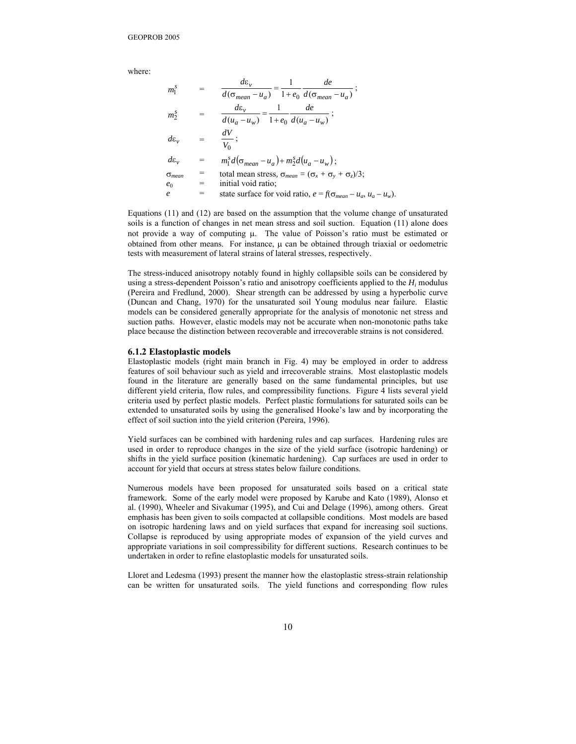where:

$$m_1^s = \frac{d\varepsilon_v}{d(\sigma_{mean} - u_a)} = \frac{1}{1+e_0}\frac{de}{d(\sigma_{mean} - u_a)};$$

$$m_2^s = \frac{d\varepsilon_v}{d(u_a - u_w)} = \frac{1}{1+e_0}\frac{de}{d(u_a - u_w)};$$

$$d\varepsilon_v = \frac{dV}{V_0};$$

$$d\varepsilon_v = m_1^s d\left(\sigma_{mean} - u_a\right) + m_2^s d\left(u_a - u_w\right);$$

$\sigma_{mean}$ = total mean stress, $\sigma_{mean} = (\sigma_x + \sigma_y + \sigma_z)/3$;
$e_0$ = initial void ratio;
$e$ = state surface for void ratio, $e = f(\sigma_{mean} - u_a, u_a - u_w)$.

Equations (11) and (12) are based on the assumption that the volume change of unsaturated soils is a function of changes in net mean stress and soil suction. Equation (11) alone does not provide a way of computing μ. The value of Poisson's ratio must be estimated or obtained from other means. For instance, μ can be obtained through triaxial or oedometric tests with measurement of lateral strains of lateral stresses, respectively.

The stress-induced anisotropy notably found in highly collapsible soils can be considered by using a stress-dependent Poisson's ratio and anisotropy coefficients applied to the $H_i$ modulus (Pereira and Fredlund, 2000). Shear strength can be addressed by using a hyperbolic curve (Duncan and Chang, 1970) for the unsaturated soil Young modulus near failure. Elastic models can be considered generally appropriate for the analysis of monotonic net stress and suction paths. However, elastic models may not be accurate when non-monotonic paths take place because the distinction between recoverable and irrecoverable strains is not considered.

### 6.1.2 Elastoplastic models

Elastoplastic models (right main branch in Fig. 4) may be employed in order to address features of soil behaviour such as yield and irrecoverable strains. Most elastoplastic models found in the literature are generally based on the same fundamental principles, but use different yield criteria, flow rules, and compressibility functions. Figure 4 lists several yield criteria used by perfect plastic models. Perfect plastic formulations for saturated soils can be extended to unsaturated soils by using the generalised Hooke's law and by incorporating the effect of soil suction into the yield criterion (Pereira, 1996).

Yield surfaces can be combined with hardening rules and cap surfaces. Hardening rules are used in order to reproduce changes in the size of the yield surface (isotropic hardening) or shifts in the yield surface position (kinematic hardening). Cap surfaces are used in order to account for yield that occurs at stress states below failure conditions.

Numerous models have been proposed for unsaturated soils based on a critical state framework. Some of the early model were proposed by Karube and Kato (1989), Alonso et al. (1990), Wheeler and Sivakumar (1995), and Cui and Delage (1996), among others. Great emphasis has been given to soils compacted at collapsible conditions. Most models are based on isotropic hardening laws and on yield surfaces that expand for increasing soil suctions. Collapse is reproduced by using appropriate modes of expansion of the yield curves and appropriate variations in soil compressibility for different suctions. Research continues to be undertaken in order to refine elastoplastic models for unsaturated soils.

Lloret and Ledesma (1993) present the manner how the elastoplastic stress-strain relationship can be written for unsaturated soils. The yield functions and corresponding flow rules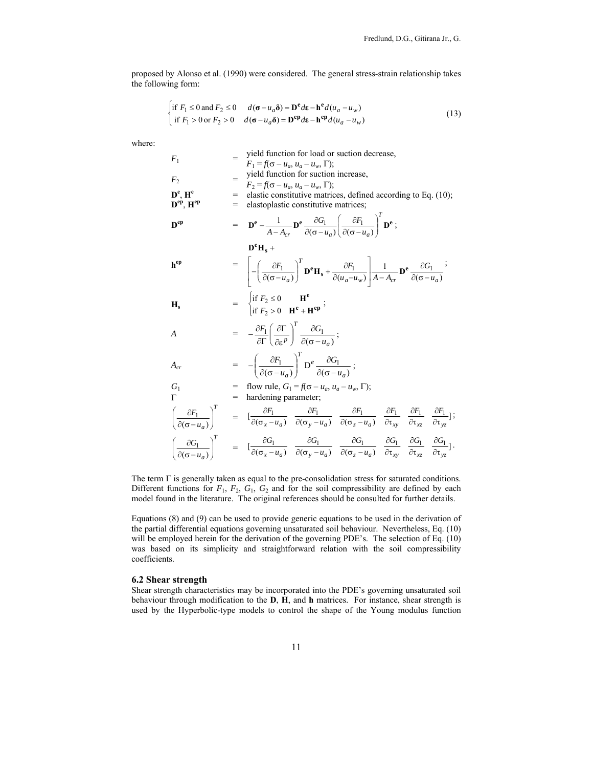proposed by Alonso et al. (1990) were considered. The general stress-strain relationship takes the following form:

$$
\begin{cases} \text{if } F_1 \leq 0 \text{ and } F_2 \leq 0 & d(\boldsymbol{\sigma} - u_a\boldsymbol{\delta}) = \mathbf{D^e} d\boldsymbol{\varepsilon} - \mathbf{h^e} d(u_a - u_w) \\ \text{if } F_1 > 0 \text{ or } F_2 > 0 & d(\boldsymbol{\sigma} - u_a\boldsymbol{\delta}) = \mathbf{D^{ep}} d\boldsymbol{\varepsilon} - \mathbf{h^{ep}} d(u_a - u_w) \end{cases} \tag{13}
$$

where:

$F_1$ = yield function for load or suction decrease, $F_1 = f(\sigma - u_a, u_a - u_w, \Gamma)$;

$F_2$ = yield function for suction increase, $F_2 = f(\sigma - u_a, u_a - u_w, \Gamma)$;

$\mathbf{D^e}$, $\mathbf{H^e}$ = elastic constitutive matrices, defined according to Eq. (10);

$\mathbf{D^{ep}}$, $\mathbf{H^{ep}}$ = elastoplastic constitutive matrices;

$$
\mathbf{D^{ep}} = \mathbf{D^e} - \frac{1}{A - A_{cr}} \mathbf{D^e} \frac{\partial G_1}{\partial(\sigma - u_a)} \left( \frac{\partial F_1}{\partial(\sigma - u_a)} \right)^T \mathbf{D^e};
$$

$$
\mathbf{h^{ep}} = \mathbf{D^e H_s} + \left[ -\left( \frac{\partial F_1}{\partial(\sigma - u_a)} \right)^T \mathbf{D^e H_s} + \frac{\partial F_1}{\partial(u_a - u_w)} \right] \frac{1}{A - A_{cr}} \mathbf{D^e} \frac{\partial G_1}{\partial(\sigma - u_a)};
$$

$$
\mathbf{H_s} = \begin{cases} \text{if } F_2 \leq 0 & \mathbf{H^e} \\ \text{if } F_2 > 0 & \mathbf{H^e} + \mathbf{H^{ep}} \end{cases};
$$

$$
A = -\frac{\partial F_1}{\partial \Gamma} \left( \frac{\partial \Gamma}{\partial \varepsilon^p} \right)^T \frac{\partial G_1}{\partial(\sigma - u_a)};
$$

$$
A_{cr} = -\left( \frac{\partial F_1}{\partial(\sigma - u_a)} \right)^T \mathrm{D}^e \frac{\partial G_1}{\partial(\sigma - u_a)};
$$

$G_1$ = flow rule, $G_1 = f(\sigma - u_a, u_a - u_w, \Gamma)$;

$\Gamma$ = hardening parameter;

$$
\left( \frac{\partial F_1}{\partial(\sigma - u_a)} \right)^T = \left[ \frac{\partial F_1}{\partial(\sigma_x - u_a)} \quad \frac{\partial F_1}{\partial(\sigma_y - u_a)} \quad \frac{\partial F_1}{\partial(\sigma_z - u_a)} \quad \frac{\partial F_1}{\partial \tau_{xy}} \quad \frac{\partial F_1}{\partial \tau_{xz}} \quad \frac{\partial F_1}{\partial \tau_{yz}} \right];
$$

$$
\left( \frac{\partial G_1}{\partial(\sigma - u_a)} \right)^T = \left[ \frac{\partial G_1}{\partial(\sigma_x - u_a)} \quad \frac{\partial G_1}{\partial(\sigma_y - u_a)} \quad \frac{\partial G_1}{\partial(\sigma_z - u_a)} \quad \frac{\partial G_1}{\partial \tau_{xy}} \quad \frac{\partial G_1}{\partial \tau_{xz}} \quad \frac{\partial G_1}{\partial \tau_{yz}} \right].
$$

The term $\Gamma$ is generally taken as equal to the pre-consolidation stress for saturated conditions. Different functions for $F_1$, $F_2$, $G_1$, $G_2$ and for the soil compressibility are defined by each model found in the literature. The original references should be consulted for further details.

Equations (8) and (9) can be used to provide generic equations to be used in the derivation of the partial differential equations governing unsaturated soil behaviour. Nevertheless, Eq. (10) will be employed herein for the derivation of the governing PDE's. The selection of Eq. (10) was based on its simplicity and straightforward relation with the soil compressibility coefficients.

### 6.2 Shear strength

Shear strength characteristics may be incorporated into the PDE's governing unsaturated soil behaviour through modification to the **D**, **H**, and **h** matrices. For instance, shear strength is used by the Hyperbolic-type models to control the shape of the Young modulus function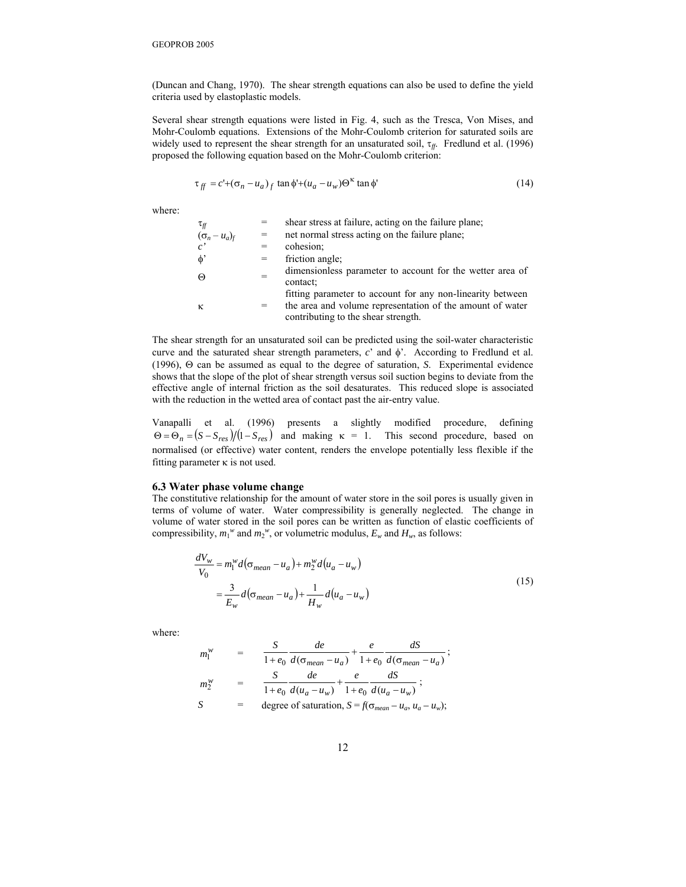(Duncan and Chang, 1970). The shear strength equations can also be used to define the yield criteria used by elastoplastic models.

Several shear strength equations were listed in Fig. 4, such as the Tresca, Von Mises, and Mohr-Coulomb equations. Extensions of the Mohr-Coulomb criterion for saturated soils are widely used to represent the shear strength for an unsaturated soil, $\tau_{ff}$. Fredlund et al. (1996) proposed the following equation based on the Mohr-Coulomb criterion:

$$\tau_{ff} = c' + (\sigma_n - u_a)_f \tan\phi' + (u_a - u_w)\Theta^{\kappa} \tan\phi' \tag{14}$$

where:

| | | |
|---|---|---|
| $\tau_{ff}$ | = | shear stress at failure, acting on the failure plane; |
| $(\sigma_n - u_a)_f$ | = | net normal stress acting on the failure plane; |
| $c'$ | = | cohesion; |
| $\phi'$ | = | friction angle; |
| $\Theta$ | = | dimensionless parameter to account for the wetter area of contact; |
| $\kappa$ | = | fitting parameter to account for any non-linearity between the area and volume representation of the amount of water contributing to the shear strength. |

The shear strength for an unsaturated soil can be predicted using the soil-water characteristic curve and the saturated shear strength parameters, $c'$ and $\phi'$. According to Fredlund et al. (1996), $\Theta$ can be assumed as equal to the degree of saturation, $S$. Experimental evidence shows that the slope of the plot of shear strength versus soil suction begins to deviate from the effective angle of internal friction as the soil desaturates. This reduced slope is associated with the reduction in the wetted area of contact past the air-entry value.

Vanapalli et al. (1996) presents a slightly modified procedure, defining $\Theta = \Theta_n = (S - S_{res})/(1 - S_{res})$ and making $\kappa = 1$. This second procedure, based on normalised (or effective) water content, renders the envelope potentially less flexible if the fitting parameter $\kappa$ is not used.

### 6.3 Water phase volume change

The constitutive relationship for the amount of water store in the soil pores is usually given in terms of volume of water. Water compressibility is generally neglected. The change in volume of water stored in the soil pores can be written as function of elastic coefficients of compressibility, $m_1^w$ and $m_2^w$, or volumetric modulus, $E_w$ and $H_w$, as follows:

$$\begin{aligned}\frac{dV_w}{V_0} &= m_1^w d(\sigma_{mean} - u_a) + m_2^w d(u_a - u_w) \\ &= \frac{3}{E_w} d(\sigma_{mean} - u_a) + \frac{1}{H_w} d(u_a - u_w)\end{aligned} \tag{15}$$

where:

| | | |
|---|---|---|
| $m_1^w$ | = | $\dfrac{S}{1+e_0}\dfrac{de}{d(\sigma_{mean} - u_a)} + \dfrac{e}{1+e_0}\dfrac{dS}{d(\sigma_{mean} - u_a)}$; |
| $m_2^w$ | = | $\dfrac{S}{1+e_0}\dfrac{de}{d(u_a - u_w)} + \dfrac{e}{1+e_0}\dfrac{dS}{d(u_a - u_w)}$; |
| $S$ | = | degree of saturation, $S = f(\sigma_{mean} - u_a, u_a - u_w)$; |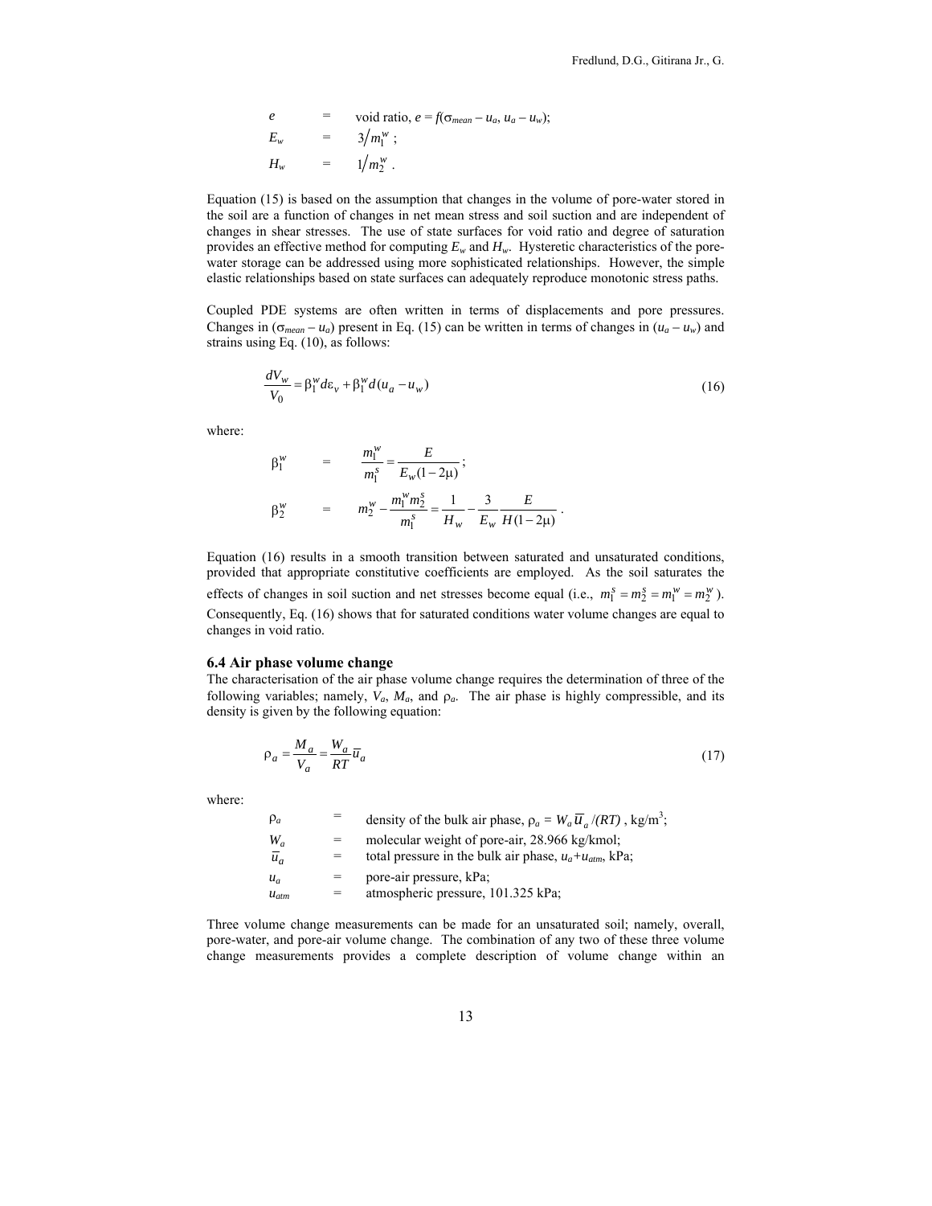| | | |
|---|---|---|
| $e$ | = | void ratio, $e = f(\sigma_{mean} - u_a, u_a - u_w)$; |
| $E_w$ | = | $3/m_1^w$ ; |
| $H_w$ | = | $1/m_2^w$ . |

Equation (15) is based on the assumption that changes in the volume of pore-water stored in the soil are a function of changes in net mean stress and soil suction and are independent of changes in shear stresses. The use of state surfaces for void ratio and degree of saturation provides an effective method for computing $E_w$ and $H_w$. Hysteretic characteristics of the pore-water storage can be addressed using more sophisticated relationships. However, the simple elastic relationships based on state surfaces can adequately reproduce monotonic stress paths.

Coupled PDE systems are often written in terms of displacements and pore pressures. Changes in $(\sigma_{mean} - u_a)$ present in Eq. (15) can be written in terms of changes in $(u_a - u_w)$ and strains using Eq. (10), as follows:

$$\frac{dV_w}{V_0} = \beta_1^w d\varepsilon_v + \beta_1^w d(u_a - u_w) \tag{16}$$

where:

| | | |
|---|---|---|
| $\beta_1^w$ | = | $\dfrac{m_1^w}{m_1^s} = \dfrac{E}{E_w(1-2\mu)}$ ; |
| $\beta_2^w$ | = | $m_2^w - \dfrac{m_1^w m_2^s}{m_1^s} = \dfrac{1}{H_w} - \dfrac{3}{E_w}\dfrac{E}{H(1-2\mu)}$ . |

Equation (16) results in a smooth transition between saturated and unsaturated conditions, provided that appropriate constitutive coefficients are employed. As the soil saturates the effects of changes in soil suction and net stresses become equal (i.e., $m_1^s = m_2^s = m_1^w = m_2^w$). Consequently, Eq. (16) shows that for saturated conditions water volume changes are equal to changes in void ratio.

### 6.4 Air phase volume change

The characterisation of the air phase volume change requires the determination of three of the following variables; namely, $V_a$, $M_a$, and $\rho_a$. The air phase is highly compressible, and its density is given by the following equation:

$$\rho_a = \frac{M_a}{V_a} = \frac{W_a}{RT}\bar{u}_a \tag{17}$$

where:

| | | |
|---|---|---|
| $\rho_a$ | = | density of the bulk air phase, $\rho_a = W_a \bar{u}_a /(RT)$ , kg/m$^3$; |
| $W_a$ | = | molecular weight of pore-air, 28.966 kg/kmol; |
| $\bar{u}_a$ | = | total pressure in the bulk air phase, $u_a+u_{atm}$, kPa; |
| $u_a$ | = | pore-air pressure, kPa; |
| $u_{atm}$ | = | atmospheric pressure, 101.325 kPa; |

Three volume change measurements can be made for an unsaturated soil; namely, overall, pore-water, and pore-air volume change. The combination of any two of these three volume change measurements provides a complete description of volume change within an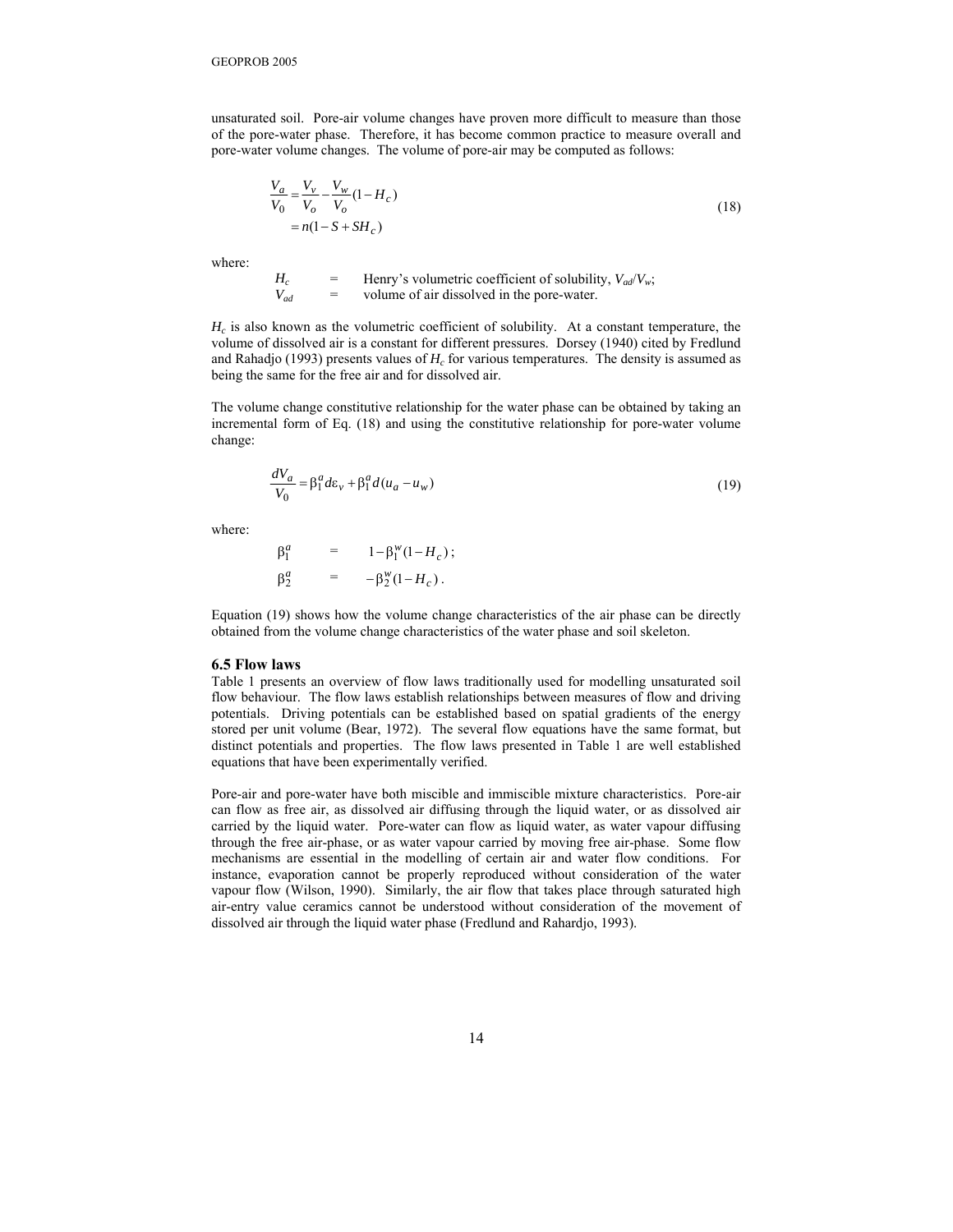unsaturated soil. Pore-air volume changes have proven more difficult to measure than those of the pore-water phase. Therefore, it has become common practice to measure overall and pore-water volume changes. The volume of pore-air may be computed as follows:

$$
\begin{aligned}
\frac{V_a}{V_0} &= \frac{V_v}{V_o} - \frac{V_w}{V_o}(1 - H_c) \\
&= n(1 - S + SH_c)
\end{aligned}
\tag{18}
$$

where:

$H_c$ = Henry's volumetric coefficient of solubility, $V_{ad}/V_w$;
$V_{ad}$ = volume of air dissolved in the pore-water.

$H_c$ is also known as the volumetric coefficient of solubility. At a constant temperature, the volume of dissolved air is a constant for different pressures. Dorsey (1940) cited by Fredlund and Rahadjo (1993) presents values of $H_c$ for various temperatures. The density is assumed as being the same for the free air and for dissolved air.

The volume change constitutive relationship for the water phase can be obtained by taking an incremental form of Eq. (18) and using the constitutive relationship for pore-water volume change:

$$
\frac{dV_a}{V_0} = \beta_1^a d\varepsilon_v + \beta_1^a d(u_a - u_w)
\tag{19}
$$

where:

$\beta_1^a$ = $1 - \beta_1^w(1 - H_c)$;
$\beta_2^a$ = $-\beta_2^w(1 - H_c)$.

Equation (19) shows how the volume change characteristics of the air phase can be directly obtained from the volume change characteristics of the water phase and soil skeleton.

### 6.5 Flow laws

Table 1 presents an overview of flow laws traditionally used for modelling unsaturated soil flow behaviour. The flow laws establish relationships between measures of flow and driving potentials. Driving potentials can be established based on spatial gradients of the energy stored per unit volume (Bear, 1972). The several flow equations have the same format, but distinct potentials and properties. The flow laws presented in Table 1 are well established equations that have been experimentally verified.

Pore-air and pore-water have both miscible and immiscible mixture characteristics. Pore-air can flow as free air, as dissolved air diffusing through the liquid water, or as dissolved air carried by the liquid water. Pore-water can flow as liquid water, as water vapour diffusing through the free air-phase, or as water vapour carried by moving free air-phase. Some flow mechanisms are essential in the modelling of certain air and water flow conditions. For instance, evaporation cannot be properly reproduced without consideration of the water vapour flow (Wilson, 1990). Similarly, the air flow that takes place through saturated high air-entry value ceramics cannot be understood without consideration of the movement of dissolved air through the liquid water phase (Fredlund and Rahardjo, 1993).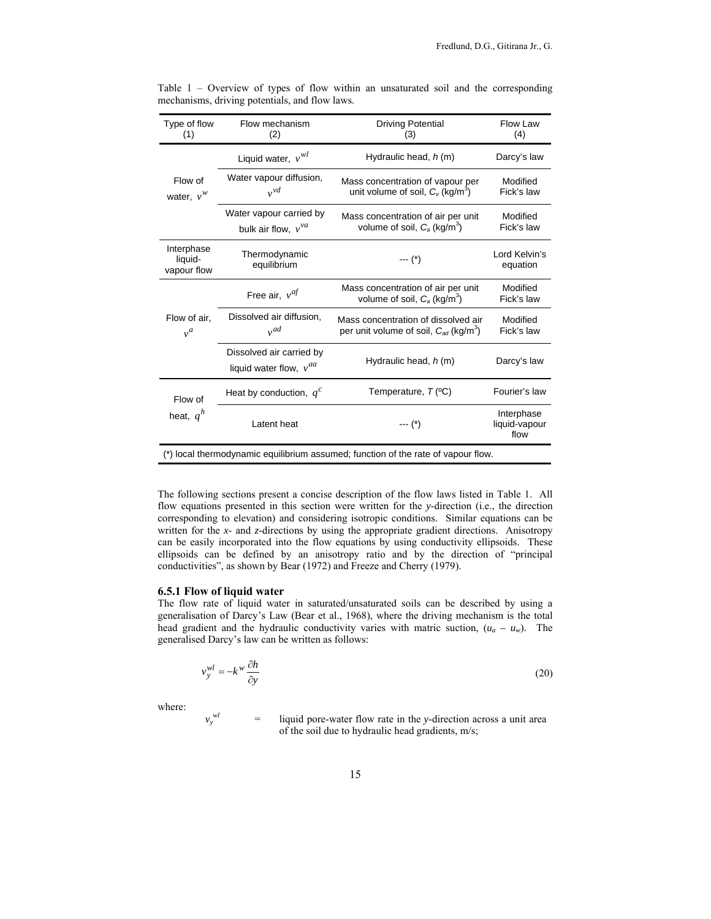Table 1 – Overview of types of flow within an unsaturated soil and the corresponding mechanisms, driving potentials, and flow laws.

| Type of flow (1) | Flow mechanism (2) | Driving Potential (3) | Flow Law (4) |
|---|---|---|---|
| Flow of water, $v^w$ | Liquid water, $v^{wl}$ | Hydraulic head, $h$ (m) | Darcy's law |
| | Water vapour diffusion, $v^{vd}$ | Mass concentration of vapour per unit volume of soil, $C_v$ (kg/m$^3$) | Modified Fick's law |
| | Water vapour carried by bulk air flow, $v^{va}$ | Mass concentration of air per unit volume of soil, $C_a$ (kg/m$^3$) | Modified Fick's law |
| Interphase liquid-vapour flow | Thermodynamic equilibrium | --- (*) | Lord Kelvin's equation |
| Flow of air, $v^a$ | Free air, $v^{af}$ | Mass concentration of air per unit volume of soil, $C_a$ (kg/m$^3$) | Modified Fick's law |
| | Dissolved air diffusion, $v^{ad}$ | Mass concentration of dissolved air per unit volume of soil, $C_{ad}$ (kg/m$^3$) | Modified Fick's law |
| | Dissolved air carried by liquid water flow, $v^{aa}$ | Hydraulic head, $h$ (m) | Darcy's law |
| Flow of heat, $q^h$ | Heat by conduction, $q^c$ | Temperature, $T$ (ºC) | Fourier's law |
| | Latent heat | --- (*) | Interphase liquid-vapour flow |

(*) local thermodynamic equilibrium assumed; function of the rate of vapour flow.

The following sections present a concise description of the flow laws listed in Table 1. All flow equations presented in this section were written for the *y*-direction (i.e., the direction corresponding to elevation) and considering isotropic conditions. Similar equations can be written for the *x*- and *z*-directions by using the appropriate gradient directions. Anisotropy can be easily incorporated into the flow equations by using conductivity ellipsoids. These ellipsoids can be defined by an anisotropy ratio and by the direction of "principal conductivities", as shown by Bear (1972) and Freeze and Cherry (1979).

### 6.5.1 Flow of liquid water

The flow rate of liquid water in saturated/unsaturated soils can be described by using a generalisation of Darcy's Law (Bear et al., 1968), where the driving mechanism is the total head gradient and the hydraulic conductivity varies with matric suction, $(u_a - u_w)$. The generalised Darcy's law can be written as follows:

$$v_y^{wl} = -k^w \frac{\partial h}{\partial y} \tag{20}$$

where:

$v_y^{wl}$ = liquid pore-water flow rate in the *y*-direction across a unit area of the soil due to hydraulic head gradients, m/s;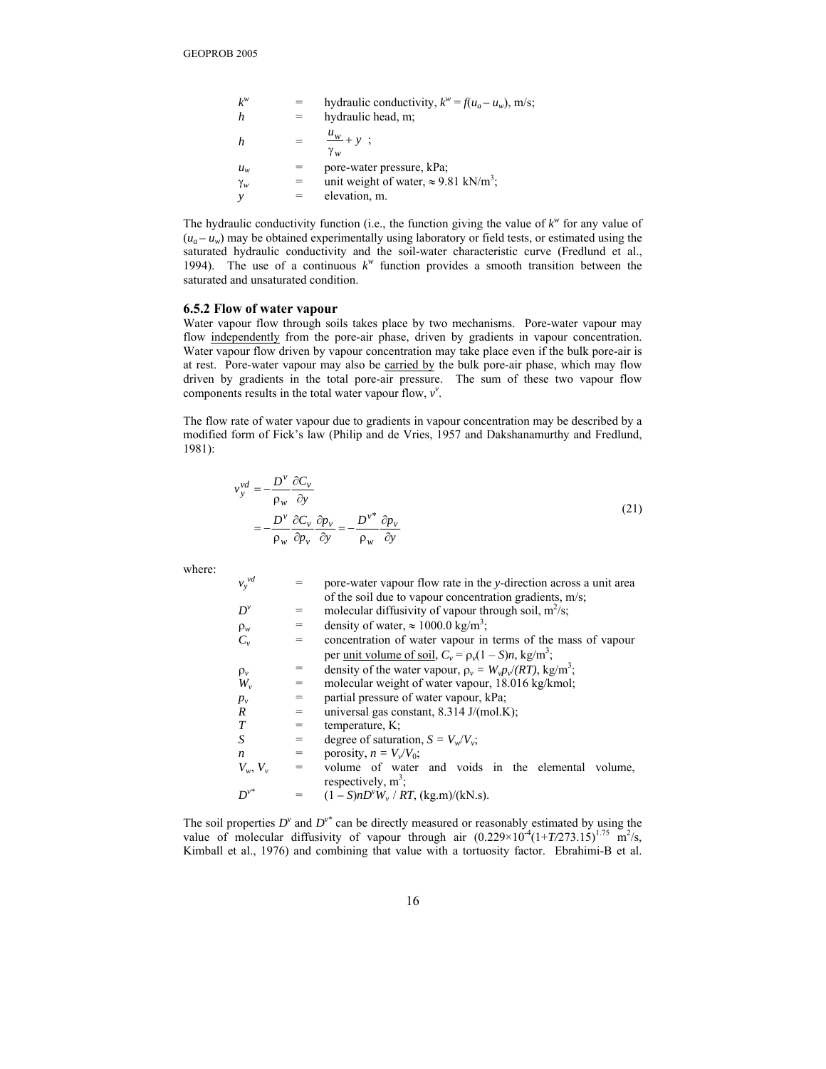| | | |
|---|---|---|
| $k^w$ | = | hydraulic conductivity, $k^w = f(u_a - u_w)$, m/s; |
| $h$ | = | hydraulic head, m; |
| $h$ | = | $\dfrac{u_w}{\gamma_w} + y$ ; |
| $u_w$ | = | pore-water pressure, kPa; |
| $\gamma_w$ | = | unit weight of water, $\approx 9.81$ kN/m$^3$; |
| $y$ | = | elevation, m. |

The hydraulic conductivity function (i.e., the function giving the value of $k^w$ for any value of $(u_a - u_w)$ may be obtained experimentally using laboratory or field tests, or estimated using the saturated hydraulic conductivity and the soil-water characteristic curve (Fredlund et al., 1994). The use of a continuous $k^w$ function provides a smooth transition between the saturated and unsaturated condition.

### 6.5.2 Flow of water vapour

Water vapour flow through soils takes place by two mechanisms. Pore-water vapour may flow independently from the pore-air phase, driven by gradients in vapour concentration. Water vapour flow driven by vapour concentration may take place even if the bulk pore-air is at rest. Pore-water vapour may also be carried by the bulk pore-air phase, which may flow driven by gradients in the total pore-air pressure. The sum of these two vapour flow components results in the total water vapour flow, $v^v$.

The flow rate of water vapour due to gradients in vapour concentration may be described by a modified form of Fick's law (Philip and de Vries, 1957 and Dakshanamurthy and Fredlund, 1981):

$$
\begin{aligned}
v_y^{vd} &= -\frac{D^v}{\rho_w}\frac{\partial C_v}{\partial y} \\
&= -\frac{D^v}{\rho_w}\frac{\partial C_v}{\partial p_v}\frac{\partial p_v}{\partial y} = -\frac{D^{v*}}{\rho_w}\frac{\partial p_v}{\partial y}
\end{aligned}
\tag{21}
$$

where:

| | | |
|---|---|---|
| $v_y^{vd}$ | = | pore-water vapour flow rate in the $y$-direction across a unit area of the soil due to vapour concentration gradients, m/s; |
| $D^v$ | = | molecular diffusivity of vapour through soil, m$^2$/s; |
| $\rho_w$ | = | density of water, $\approx 1000.0$ kg/m$^3$; |
| $C_v$ | = | concentration of water vapour in terms of the mass of vapour per unit volume of soil, $C_v = \rho_v(1 - S)n$, kg/m$^3$; |
| $\rho_v$ | = | density of the water vapour, $\rho_v = W_v p_v/(RT)$, kg/m$^3$; |
| $W_v$ | = | molecular weight of water vapour, 18.016 kg/kmol; |
| $p_v$ | = | partial pressure of water vapour, kPa; |
| $R$ | = | universal gas constant, 8.314 J/(mol.K); |
| $T$ | = | temperature, K; |
| $S$ | = | degree of saturation, $S = V_w/V_v$; |
| $n$ | = | porosity, $n = V_v/V_0$; |
| $V_w$, $V_v$ | = | volume of water and voids in the elemental volume, respectively, m$^3$; |
| $D^{v*}$ | = | $(1 - S)nD^vW_v / RT$, (kg.m)/(kN.s). |

The soil properties $D^v$ and $D^{v*}$ can be directly measured or reasonably estimated by using the value of molecular diffusivity of vapour through air $(0.229\times10^{-4}(1+T/273.15)^{1.75}$ m$^2$/s, Kimball et al., 1976) and combining that value with a tortuosity factor. Ebrahimi-B et al.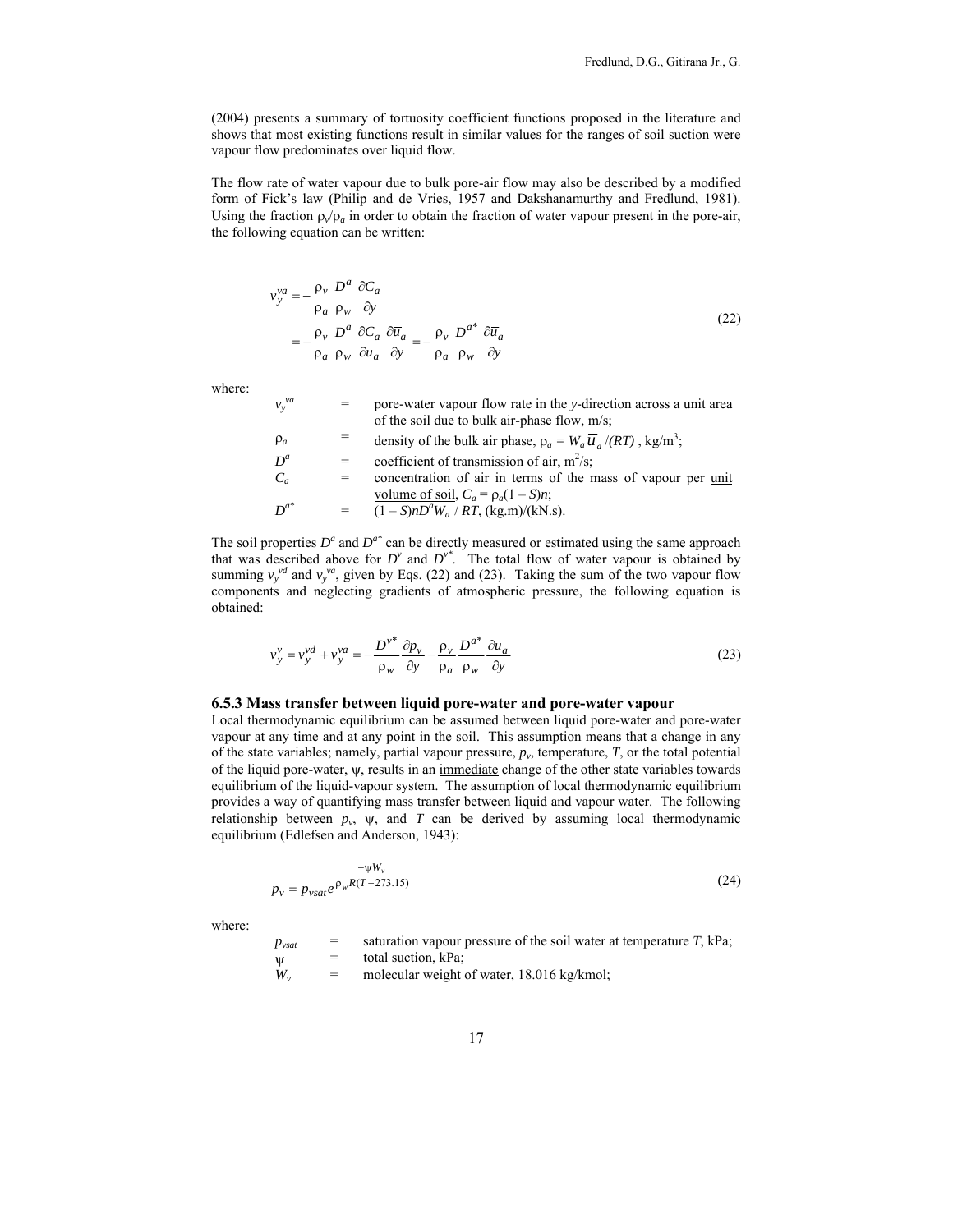(2004) presents a summary of tortuosity coefficient functions proposed in the literature and shows that most existing functions result in similar values for the ranges of soil suction were vapour flow predominates over liquid flow.

The flow rate of water vapour due to bulk pore-air flow may also be described by a modified form of Fick's law (Philip and de Vries, 1957 and Dakshanamurthy and Fredlund, 1981). Using the fraction $\rho_v/\rho_a$ in order to obtain the fraction of water vapour present in the pore-air, the following equation can be written:

$$
\begin{aligned}
v_y^{va} &= -\frac{\rho_v}{\rho_a}\frac{D^a}{\rho_w}\frac{\partial C_a}{\partial y} \\
&= -\frac{\rho_v}{\rho_a}\frac{D^a}{\rho_w}\frac{\partial C_a}{\partial \overline{u}_a}\frac{\partial \overline{u}_a}{\partial y} = -\frac{\rho_v}{\rho_a}\frac{D^{a*}}{\rho_w}\frac{\partial \overline{u}_a}{\partial y}
\end{aligned}
\tag{22}
$$

where:

| | | |
|---|---|---|
| $v_y^{va}$ | = | pore-water vapour flow rate in the *y*-direction across a unit area of the soil due to bulk air-phase flow, m/s; |
| $\rho_a$ | = | density of the bulk air phase, $\rho_a = W_a \overline{u}_a/(RT)$ , kg/m$^3$; |
| $D^a$ | = | coefficient of transmission of air, m$^2$/s; |
| $C_a$ | = | concentration of air in terms of the mass of vapour per <u>unit volume of soil</u>, $C_a = \rho_a(1 - S)n$; |
| $D^{a*}$ | = | $(1 - S)nD^aW_a / RT$, (kg.m)/(kN.s). |

The soil properties $D^a$ and $D^{a*}$ can be directly measured or estimated using the same approach that was described above for $D^v$ and $D^{v*}$. The total flow of water vapour is obtained by summing $v_y^{vd}$ and $v_y^{va}$, given by Eqs. (22) and (23). Taking the sum of the two vapour flow components and neglecting gradients of atmospheric pressure, the following equation is obtained:

$$
v_y^v = v_y^{vd} + v_y^{va} = -\frac{D^{v*}}{\rho_w}\frac{\partial p_v}{\partial y} - \frac{\rho_v}{\rho_a}\frac{D^{a*}}{\rho_w}\frac{\partial u_a}{\partial y}
\tag{23}
$$

### 6.5.3 Mass transfer between liquid pore-water and pore-water vapour

Local thermodynamic equilibrium can be assumed between liquid pore-water and pore-water vapour at any time and at any point in the soil. This assumption means that a change in any of the state variables; namely, partial vapour pressure, $p_v$, temperature, $T$, or the total potential of the liquid pore-water, $\psi$, results in an <u>immediate</u> change of the other state variables towards equilibrium of the liquid-vapour system. The assumption of local thermodynamic equilibrium provides a way of quantifying mass transfer between liquid and vapour water. The following relationship between $p_v$, $\psi$, and $T$ can be derived by assuming local thermodynamic equilibrium (Edlefsen and Anderson, 1943):

$$
p_v = p_{vsat} e^{\frac{-\psi W_v}{\rho_w R(T+273.15)}}
\tag{24}
$$

where:

| | | |
|---|---|---|
| $p_{vsat}$ | = | saturation vapour pressure of the soil water at temperature *T*, kPa; |
| $\psi$ | = | total suction, kPa; |
| $W_v$ | = | molecular weight of water, 18.016 kg/kmol; |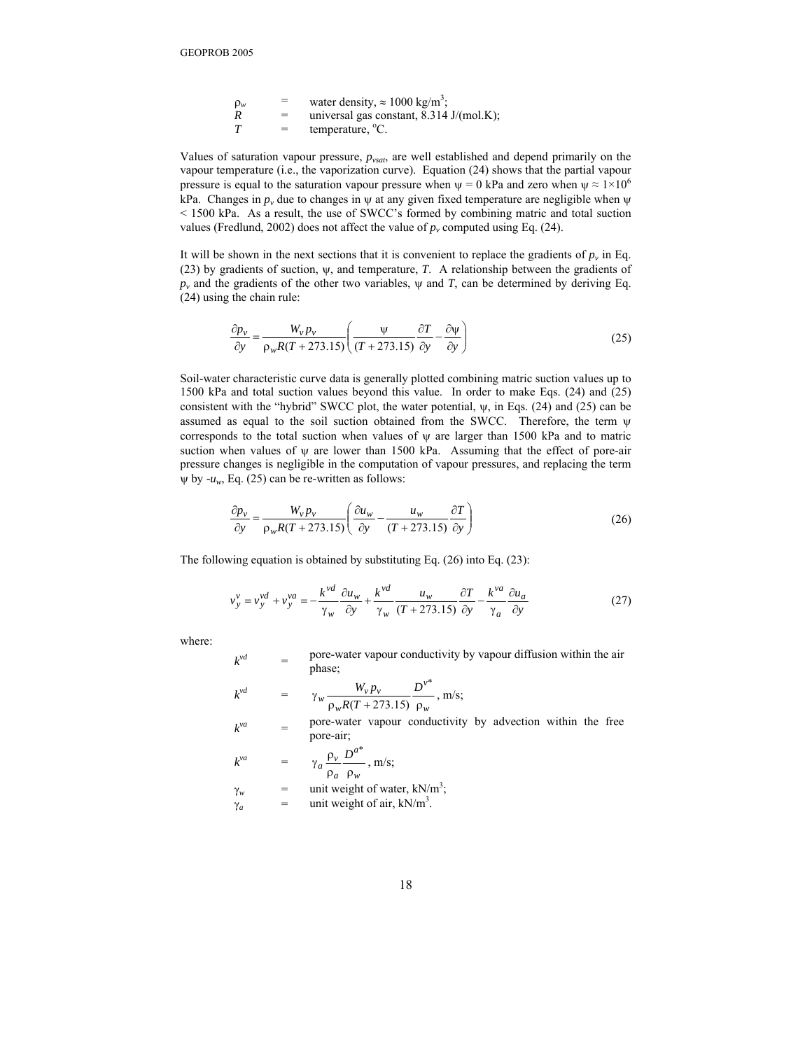$\rho_w$ = water density, $\approx 1000$ kg/m$^3$;
$R$ = universal gas constant, 8.314 J/(mol.K);
$T$ = temperature, $^o$C.

Values of saturation vapour pressure, $p_{vsat}$, are well established and depend primarily on the vapour temperature (i.e., the vaporization curve). Equation (24) shows that the partial vapour pressure is equal to the saturation vapour pressure when $\psi = 0$ kPa and zero when $\psi \approx 1\times10^6$ kPa. Changes in $p_v$ due to changes in $\psi$ at any given fixed temperature are negligible when $\psi < 1500$ kPa. As a result, the use of SWCC's formed by combining matric and total suction values (Fredlund, 2002) does not affect the value of $p_v$ computed using Eq. (24).

It will be shown in the next sections that it is convenient to replace the gradients of $p_v$ in Eq. (23) by gradients of suction, $\psi$, and temperature, $T$. A relationship between the gradients of $p_v$ and the gradients of the other two variables, $\psi$ and $T$, can be determined by deriving Eq. (24) using the chain rule:

$$\frac{\partial p_v}{\partial y} = \frac{W_v p_v}{\rho_w R(T+273.15)}\left(\frac{\psi}{(T+273.15)}\frac{\partial T}{\partial y} - \frac{\partial \psi}{\partial y}\right) \tag{25}$$

Soil-water characteristic curve data is generally plotted combining matric suction values up to 1500 kPa and total suction values beyond this value. In order to make Eqs. (24) and (25) consistent with the "hybrid" SWCC plot, the water potential, $\psi$, in Eqs. (24) and (25) can be assumed as equal to the soil suction obtained from the SWCC. Therefore, the term $\psi$ corresponds to the total suction when values of $\psi$ are larger than 1500 kPa and to matric suction when values of $\psi$ are lower than 1500 kPa. Assuming that the effect of pore-air pressure changes is negligible in the computation of vapour pressures, and replacing the term $\psi$ by $-u_w$, Eq. (25) can be re-written as follows:

$$\frac{\partial p_v}{\partial y} = \frac{W_v p_v}{\rho_w R(T+273.15)}\left(\frac{\partial u_w}{\partial y} - \frac{u_w}{(T+273.15)}\frac{\partial T}{\partial y}\right) \tag{26}$$

The following equation is obtained by substituting Eq. (26) into Eq. (23):

$$v_y^v = v_y^{vd} + v_y^{va} = -\frac{k^{vd}}{\gamma_w}\frac{\partial u_w}{\partial y} + \frac{k^{vd}}{\gamma_w}\frac{u_w}{(T+273.15)}\frac{\partial T}{\partial y} - \frac{k^{va}}{\gamma_a}\frac{\partial u_a}{\partial y} \tag{27}$$

where:

$k^{vd}$ = pore-water vapour conductivity by vapour diffusion within the air phase;

$k^{vd}$ = $\gamma_w \dfrac{W_v p_v}{\rho_w R(T+273.15)}\dfrac{D^{v*}}{\rho_w}$, m/s;

$k^{va}$ = pore-water vapour conductivity by advection within the free pore-air;

$k^{va}$ = $\gamma_a \dfrac{\rho_v}{\rho_a}\dfrac{D^{a*}}{\rho_w}$, m/s;

$\gamma_w$ = unit weight of water, kN/m$^3$;
$\gamma_a$ = unit weight of air, kN/m$^3$.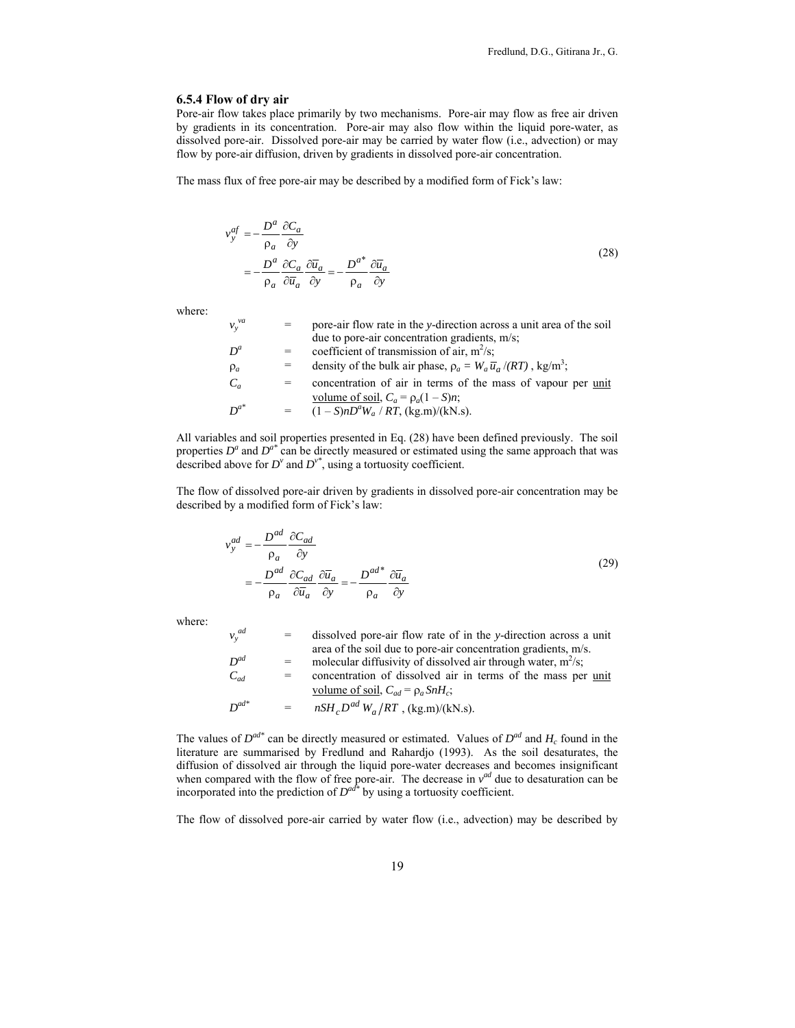### 6.5.4 Flow of dry air

Pore-air flow takes place primarily by two mechanisms. Pore-air may flow as free air driven by gradients in its concentration. Pore-air may also flow within the liquid pore-water, as dissolved pore-air. Dissolved pore-air may be carried by water flow (i.e., advection) or may flow by pore-air diffusion, driven by gradients in dissolved pore-air concentration.

The mass flux of free pore-air may be described by a modified form of Fick's law:

$$
\begin{aligned}
v_y^{af} &= -\frac{D^a}{\rho_a}\frac{\partial C_a}{\partial y} \\
&= -\frac{D^a}{\rho_a}\frac{\partial C_a}{\partial \bar{u}_a}\frac{\partial \bar{u}_a}{\partial y} = -\frac{D^{a*}}{\rho_a}\frac{\partial \bar{u}_a}{\partial y}
\end{aligned}
\tag{28}
$$

where:

| | | |
|---|---|---|
| $v_y^{va}$ | = | pore-air flow rate in the *y*-direction across a unit area of the soil due to pore-air concentration gradients, m/s; |
| $D^a$ | = | coefficient of transmission of air, m$^2$/s; |
| $\rho_a$ | = | density of the bulk air phase, $\rho_a = W_a \bar{u}_a /(RT)$ , kg/m$^3$; |
| $C_a$ | = | concentration of air in terms of the mass of vapour per <u>unit volume of soil</u>, $C_a = \rho_a(1 - S)n$; |
| $D^{a*}$ | = | $(1 - S)nD^aW_a / RT$, (kg.m)/(kN.s). |

All variables and soil properties presented in Eq. (28) have been defined previously. The soil properties $D^a$ and $D^{a*}$ can be directly measured or estimated using the same approach that was described above for $D^v$ and $D^{v*}$, using a tortuosity coefficient.

The flow of dissolved pore-air driven by gradients in dissolved pore-air concentration may be described by a modified form of Fick's law:

$$
\begin{aligned}
v_y^{ad} &= -\frac{D^{ad}}{\rho_a}\frac{\partial C_{ad}}{\partial y} \\
&= -\frac{D^{ad}}{\rho_a}\frac{\partial C_{ad}}{\partial \bar{u}_a}\frac{\partial \bar{u}_a}{\partial y} = -\frac{D^{ad*}}{\rho_a}\frac{\partial \bar{u}_a}{\partial y}
\end{aligned}
\tag{29}
$$

where:

| | | |
|---|---|---|
| $v_y^{ad}$ | = | dissolved pore-air flow rate of in the *y*-direction across a unit area of the soil due to pore-air concentration gradients, m/s. |
| $D^{ad}$ | = | molecular diffusivity of dissolved air through water, m$^2$/s; |
| $C_{ad}$ | = | concentration of dissolved air in terms of the mass per <u>unit volume of soil</u>, $C_{ad} = \rho_a SnH_c$; |
| $D^{ad*}$ | = | $nSH_cD^{ad}W_a/RT$ , (kg.m)/(kN.s). |

The values of $D^{ad*}$ can be directly measured or estimated. Values of $D^{ad}$ and $H_c$ found in the literature are summarised by Fredlund and Rahardjo (1993). As the soil desaturates, the diffusion of dissolved air through the liquid pore-water decreases and becomes insignificant when compared with the flow of free pore-air. The decrease in $v^{ad}$ due to desaturation can be incorporated into the prediction of $D^{ad*}$ by using a tortuosity coefficient.

The flow of dissolved pore-air carried by water flow (i.e., advection) may be described by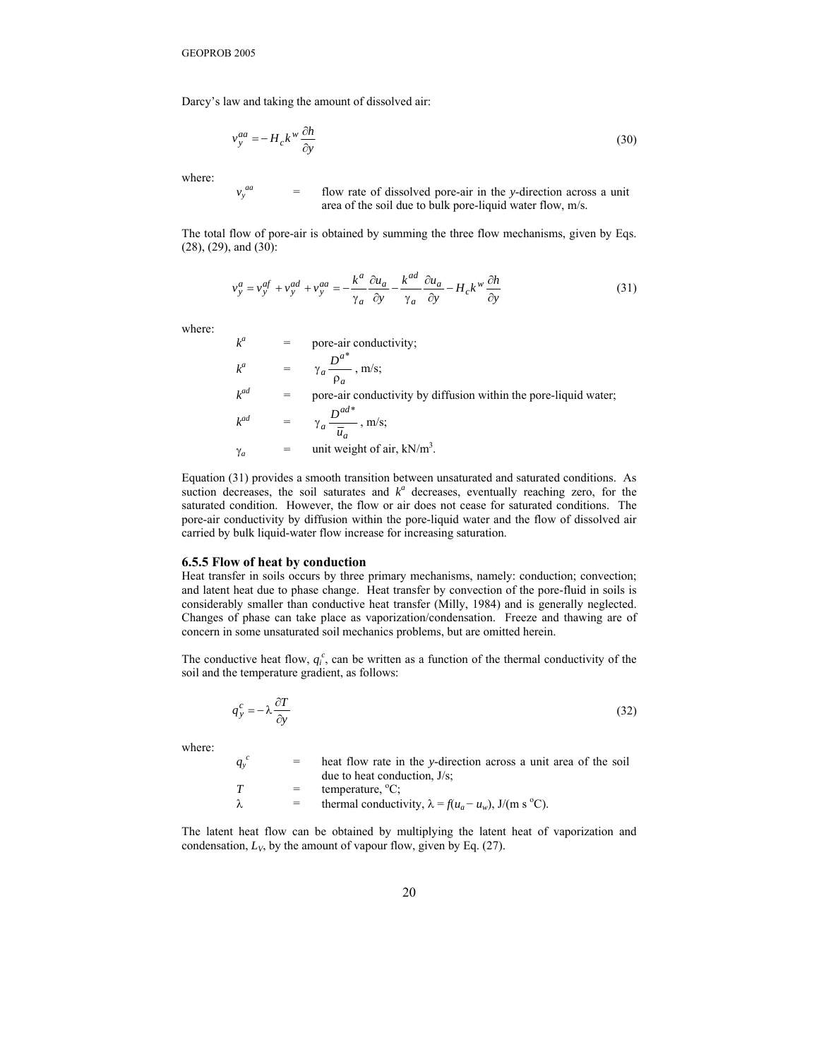Darcy's law and taking the amount of dissolved air:

$$v_y^{aa} = -H_c k^w \frac{\partial h}{\partial y} \tag{30}$$

where:

$v_y^{aa}$ = flow rate of dissolved pore-air in the *y*-direction across a unit area of the soil due to bulk pore-liquid water flow, m/s.

The total flow of pore-air is obtained by summing the three flow mechanisms, given by Eqs. (28), (29), and (30):

$$v_y^a = v_y^{af} + v_y^{ad} + v_y^{aa} = -\frac{k^a}{\gamma_a}\frac{\partial u_a}{\partial y} - \frac{k^{ad}}{\gamma_a}\frac{\partial u_a}{\partial y} - H_c k^w \frac{\partial h}{\partial y} \tag{31}$$

where:

$k^a$ = pore-air conductivity;

$k^a$ = $\gamma_a \dfrac{D^{a*}}{\rho_a}$, m/s;

$k^{ad}$ = pore-air conductivity by diffusion within the pore-liquid water;

$k^{ad}$ = $\gamma_a \dfrac{D^{ad*}}{\bar{u}_a}$, m/s;

$\gamma_a$ = unit weight of air, kN/m$^3$.

Equation (31) provides a smooth transition between unsaturated and saturated conditions. As suction decreases, the soil saturates and $k^a$ decreases, eventually reaching zero, for the saturated condition. However, the flow or air does not cease for saturated conditions. The pore-air conductivity by diffusion within the pore-liquid water and the flow of dissolved air carried by bulk liquid-water flow increase for increasing saturation.

### 6.5.5 Flow of heat by conduction

Heat transfer in soils occurs by three primary mechanisms, namely: conduction; convection; and latent heat due to phase change. Heat transfer by convection of the pore-fluid in soils is considerably smaller than conductive heat transfer (Milly, 1984) and is generally neglected. Changes of phase can take place as vaporization/condensation. Freeze and thawing are of concern in some unsaturated soil mechanics problems, but are omitted herein.

The conductive heat flow, $q_i^c$, can be written as a function of the thermal conductivity of the soil and the temperature gradient, as follows:

$$q_y^c = -\lambda \frac{\partial T}{\partial y} \tag{32}$$

where:

$q_y^c$ = heat flow rate in the *y*-direction across a unit area of the soil due to heat conduction, J/s;

$T$ = temperature, $^{o}$C;

$\lambda$ = thermal conductivity, $\lambda = f(u_a - u_w)$, J/(m s $^{o}$C).

The latent heat flow can be obtained by multiplying the latent heat of vaporization and condensation, $L_V$, by the amount of vapour flow, given by Eq. (27).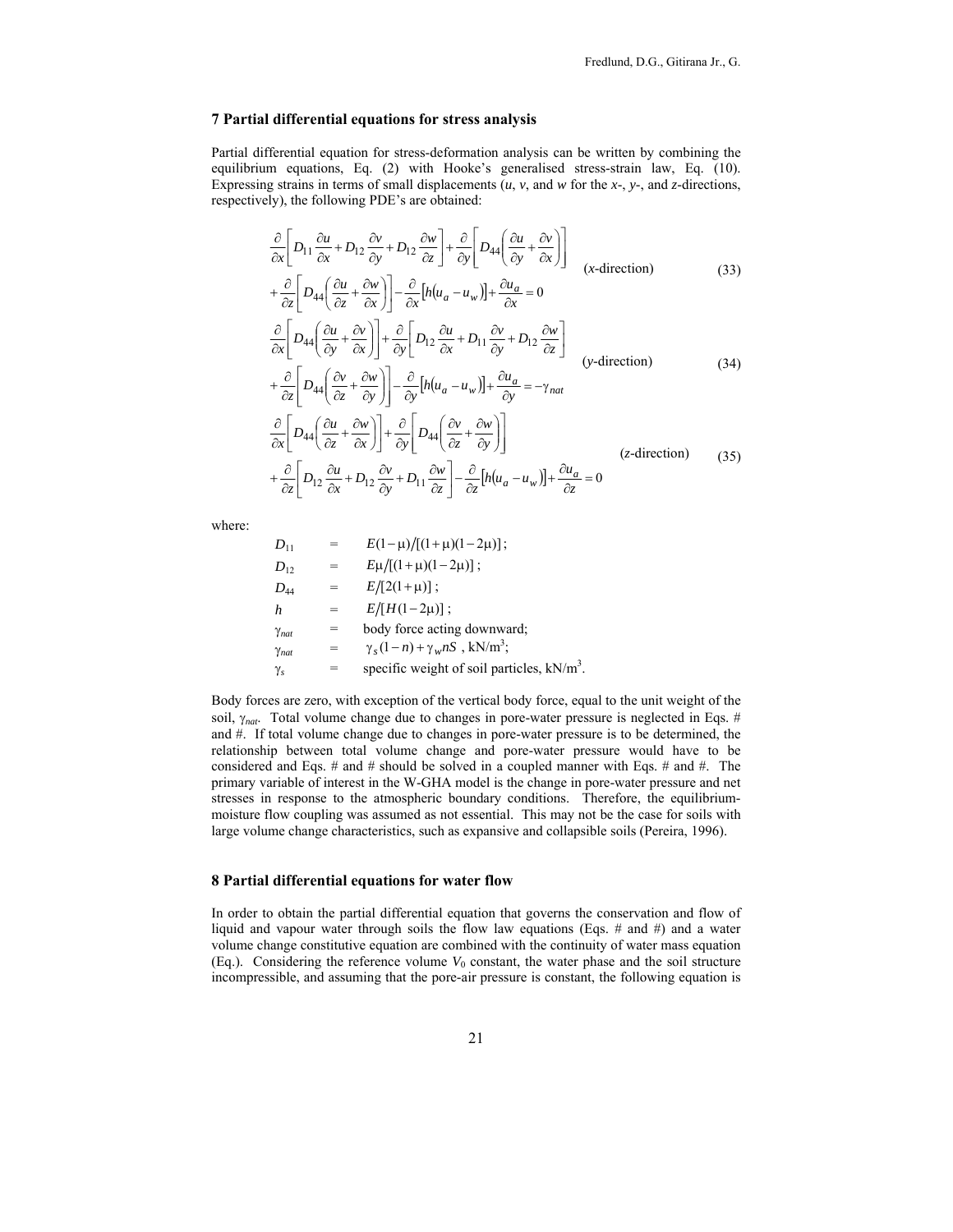## 7 Partial differential equations for stress analysis

Partial differential equation for stress-deformation analysis can be written by combining the equilibrium equations, Eq. (2) with Hooke's generalised stress-strain law, Eq. (10). Expressing strains in terms of small displacements ($u$, $v$, and $w$ for the $x$-, $y$-, and $z$-directions, respectively), the following PDE's are obtained:

$$\frac{\partial}{\partial x}\left[D_{11}\frac{\partial u}{\partial x}+D_{12}\frac{\partial v}{\partial y}+D_{12}\frac{\partial w}{\partial z}\right]+\frac{\partial}{\partial y}\left[D_{44}\left(\frac{\partial u}{\partial y}+\frac{\partial v}{\partial x}\right)\right]+\frac{\partial}{\partial z}\left[D_{44}\left(\frac{\partial u}{\partial z}+\frac{\partial w}{\partial x}\right)\right]-\frac{\partial}{\partial x}\left[h\left(u_a-u_w\right)\right]+\frac{\partial u_a}{\partial x}=0 \quad (x\text{-direction}) \qquad (33)$$

$$\frac{\partial}{\partial x}\left[D_{44}\left(\frac{\partial u}{\partial y}+\frac{\partial v}{\partial x}\right)\right]+\frac{\partial}{\partial y}\left[D_{12}\frac{\partial u}{\partial x}+D_{11}\frac{\partial v}{\partial y}+D_{12}\frac{\partial w}{\partial z}\right]+\frac{\partial}{\partial z}\left[D_{44}\left(\frac{\partial v}{\partial z}+\frac{\partial w}{\partial y}\right)\right]-\frac{\partial}{\partial y}\left[h\left(u_a-u_w\right)\right]+\frac{\partial u_a}{\partial y}=-\gamma_{nat} \quad (y\text{-direction}) \qquad (34)$$

$$\frac{\partial}{\partial x}\left[D_{44}\left(\frac{\partial u}{\partial z}+\frac{\partial w}{\partial x}\right)\right]+\frac{\partial}{\partial y}\left[D_{44}\left(\frac{\partial v}{\partial z}+\frac{\partial w}{\partial y}\right)\right]+\frac{\partial}{\partial z}\left[D_{12}\frac{\partial u}{\partial x}+D_{12}\frac{\partial v}{\partial y}+D_{11}\frac{\partial w}{\partial z}\right]-\frac{\partial}{\partial z}\left[h\left(u_a-u_w\right)\right]+\frac{\partial u_a}{\partial z}=0 \quad (z\text{-direction}) \qquad (35)$$

where:

- $D_{11} = E(1-\mu)/[(1+\mu)(1-2\mu)]$;
- $D_{12} = E\mu/[(1+\mu)(1-2\mu)]$;
- $D_{44} = E/[2(1+\mu)]$;
- $h = E/[H(1-2\mu)]$;
- $\gamma_{nat}$ = body force acting downward;
- $\gamma_{nat} = \gamma_s(1-n)+\gamma_w nS$, kN/m$^3$;
- $\gamma_s$ = specific weight of soil particles, kN/m$^3$.

Body forces are zero, with exception of the vertical body force, equal to the unit weight of the soil, $\gamma_{nat}$. Total volume change due to changes in pore-water pressure is neglected in Eqs. # and #. If total volume change due to changes in pore-water pressure is to be determined, the relationship between total volume change and pore-water pressure would have to be considered and Eqs. # and # should be solved in a coupled manner with Eqs. # and #. The primary variable of interest in the W-GHA model is the change in pore-water pressure and net stresses in response to the atmospheric boundary conditions. Therefore, the equilibrium-moisture flow coupling was assumed as not essential. This may not be the case for soils with large volume change characteristics, such as expansive and collapsible soils (Pereira, 1996).

## 8 Partial differential equations for water flow

In order to obtain the partial differential equation that governs the conservation and flow of liquid and vapour water through soils the flow law equations (Eqs. # and #) and a water volume change constitutive equation are combined with the continuity of water mass equation (Eq.). Considering the reference volume $V_0$ constant, the water phase and the soil structure incompressible, and assuming that the pore-air pressure is constant, the following equation is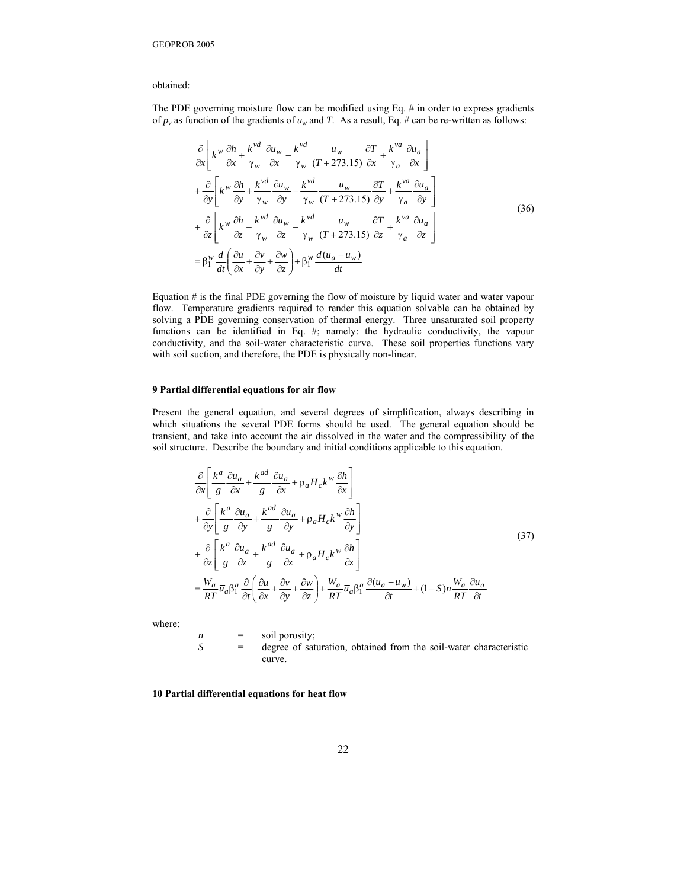obtained:

The PDE governing moisture flow can be modified using Eq. # in order to express gradients of $p_v$ as function of the gradients of $u_w$ and $T$. As a result, Eq. # can be re-written as follows:

$$
\begin{aligned}
&\frac{\partial}{\partial x}\left[k^w \frac{\partial h}{\partial x} + \frac{k^{vd}}{\gamma_w}\frac{\partial u_w}{\partial x} - \frac{k^{vd}}{\gamma_w}\frac{u_w}{(T+273.15)}\frac{\partial T}{\partial x} + \frac{k^{va}}{\gamma_a}\frac{\partial u_a}{\partial x}\right] \\
&+\frac{\partial}{\partial y}\left[k^w \frac{\partial h}{\partial y} + \frac{k^{vd}}{\gamma_w}\frac{\partial u_w}{\partial y} - \frac{k^{vd}}{\gamma_w}\frac{u_w}{(T+273.15)}\frac{\partial T}{\partial y} + \frac{k^{va}}{\gamma_a}\frac{\partial u_a}{\partial y}\right] \\
&+\frac{\partial}{\partial z}\left[k^w \frac{\partial h}{\partial z} + \frac{k^{vd}}{\gamma_w}\frac{\partial u_w}{\partial z} - \frac{k^{vd}}{\gamma_w}\frac{u_w}{(T+273.15)}\frac{\partial T}{\partial z} + \frac{k^{va}}{\gamma_a}\frac{\partial u_a}{\partial z}\right] \\
&= \beta_1^w \frac{d}{dt}\left(\frac{\partial u}{\partial x} + \frac{\partial v}{\partial y} + \frac{\partial w}{\partial z}\right) + \beta_1^w \frac{d(u_a - u_w)}{dt}
\end{aligned}
\tag{36}
$$

Equation # is the final PDE governing the flow of moisture by liquid water and water vapour flow. Temperature gradients required to render this equation solvable can be obtained by solving a PDE governing conservation of thermal energy. Three unsaturated soil property functions can be identified in Eq. #; namely: the hydraulic conductivity, the vapour conductivity, and the soil-water characteristic curve. These soil properties functions vary with soil suction, and therefore, the PDE is physically non-linear.

## 9 Partial differential equations for air flow

Present the general equation, and several degrees of simplification, always describing in which situations the several PDE forms should be used. The general equation should be transient, and take into account the air dissolved in the water and the compressibility of the soil structure. Describe the boundary and initial conditions applicable to this equation.

$$
\begin{aligned}
&\frac{\partial}{\partial x}\left[\frac{k^a}{g}\frac{\partial u_a}{\partial x} + \frac{k^{ad}}{g}\frac{\partial u_a}{\partial x} + \rho_a H_c k^w \frac{\partial h}{\partial x}\right] \\
&+\frac{\partial}{\partial y}\left[\frac{k^a}{g}\frac{\partial u_a}{\partial y} + \frac{k^{ad}}{g}\frac{\partial u_a}{\partial y} + \rho_a H_c k^w \frac{\partial h}{\partial y}\right] \\
&+\frac{\partial}{\partial z}\left[\frac{k^a}{g}\frac{\partial u_a}{\partial z} + \frac{k^{ad}}{g}\frac{\partial u_a}{\partial z} + \rho_a H_c k^w \frac{\partial h}{\partial z}\right] \\
&= \frac{W_a}{RT}\bar{u}_a \beta_1^a \frac{\partial}{\partial t}\left(\frac{\partial u}{\partial x} + \frac{\partial v}{\partial y} + \frac{\partial w}{\partial z}\right) + \frac{W_a}{RT}\bar{u}_a \beta_1^a \frac{\partial (u_a - u_w)}{\partial t} + (1-S)n\frac{W_a}{RT}\frac{\partial u_a}{\partial t}
\end{aligned}
\tag{37}
$$

where:

- $n$ = soil porosity;
- $S$ = degree of saturation, obtained from the soil-water characteristic curve.

## 10 Partial differential equations for heat flow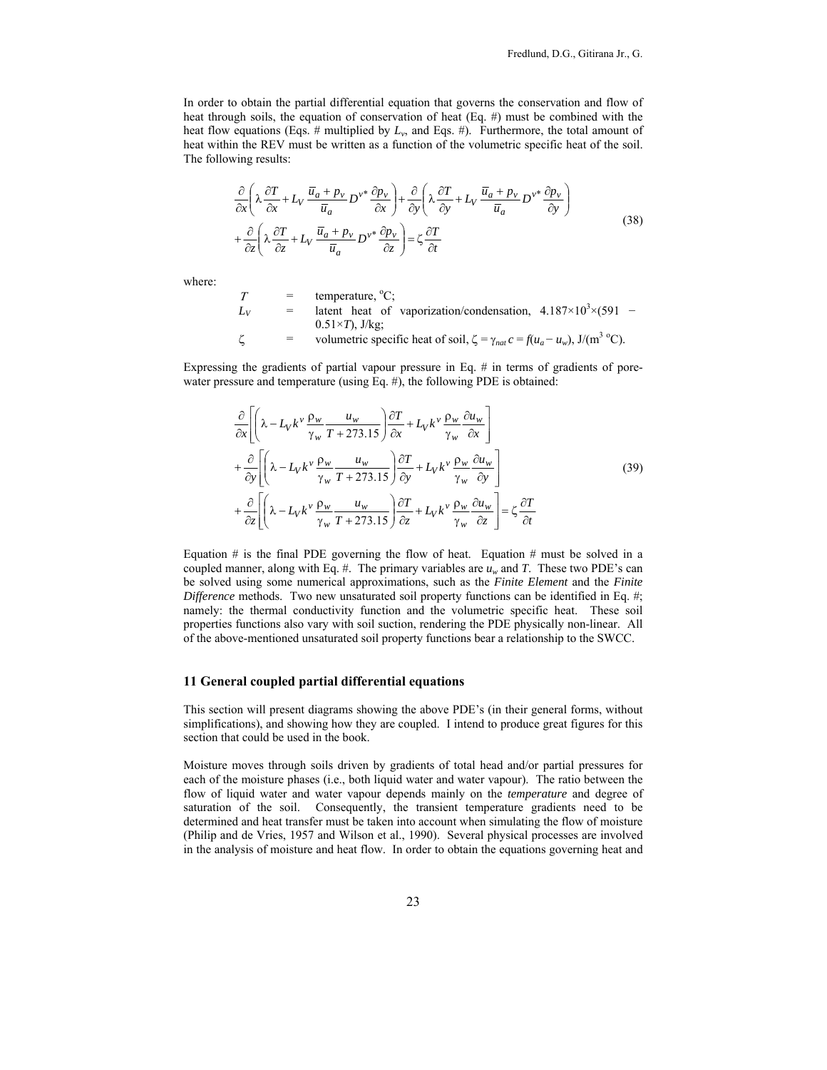In order to obtain the partial differential equation that governs the conservation and flow of heat through soils, the equation of conservation of heat (Eq. #) must be combined with the heat flow equations (Eqs. # multiplied by $L_v$, and Eqs. #). Furthermore, the total amount of heat within the REV must be written as a function of the volumetric specific heat of the soil. The following results:

$$\frac{\partial}{\partial x}\left(\lambda\frac{\partial T}{\partial x}+L_V\frac{\overline{u}_a+p_v}{\overline{u}_a}D^{v*}\frac{\partial p_v}{\partial x}\right)+\frac{\partial}{\partial y}\left(\lambda\frac{\partial T}{\partial y}+L_V\frac{\overline{u}_a+p_v}{\overline{u}_a}D^{v*}\frac{\partial p_v}{\partial y}\right)$$
$$+\frac{\partial}{\partial z}\left(\lambda\frac{\partial T}{\partial z}+L_V\frac{\overline{u}_a+p_v}{\overline{u}_a}D^{v*}\frac{\partial p_v}{\partial z}\right)=\zeta\frac{\partial T}{\partial t} \tag{38}$$

where:

$T$ = temperature, °C;

$L_V$ = latent heat of vaporization/condensation, $4.187\times10^3\times(591-0.51\times T)$, J/kg;

$\zeta$ = volumetric specific heat of soil, $\zeta=\gamma_{nat}\,c=f(u_a-u_w)$, J/(m$^3$ °C).

Expressing the gradients of partial vapour pressure in Eq. # in terms of gradients of pore-water pressure and temperature (using Eq. #), the following PDE is obtained:

$$\frac{\partial}{\partial x}\left[\left(\lambda-L_Vk^v\frac{\rho_w}{\gamma_w}\frac{u_w}{T+273.15}\right)\frac{\partial T}{\partial x}+L_Vk^v\frac{\rho_w}{\gamma_w}\frac{\partial u_w}{\partial x}\right]$$
$$+\frac{\partial}{\partial y}\left[\left(\lambda-L_Vk^v\frac{\rho_w}{\gamma_w}\frac{u_w}{T+273.15}\right)\frac{\partial T}{\partial y}+L_Vk^v\frac{\rho_w}{\gamma_w}\frac{\partial u_w}{\partial y}\right]$$
$$+\frac{\partial}{\partial z}\left[\left(\lambda-L_Vk^v\frac{\rho_w}{\gamma_w}\frac{u_w}{T+273.15}\right)\frac{\partial T}{\partial z}+L_Vk^v\frac{\rho_w}{\gamma_w}\frac{\partial u_w}{\partial z}\right]=\zeta\frac{\partial T}{\partial t} \tag{39}$$

Equation # is the final PDE governing the flow of heat. Equation # must be solved in a coupled manner, along with Eq. #. The primary variables are $u_w$ and $T$. These two PDE's can be solved using some numerical approximations, such as the *Finite Element* and the *Finite Difference* methods. Two new unsaturated soil property functions can be identified in Eq. #; namely: the thermal conductivity function and the volumetric specific heat. These soil properties functions also vary with soil suction, rendering the PDE physically non-linear. All of the above-mentioned unsaturated soil property functions bear a relationship to the SWCC.

## 11 General coupled partial differential equations

This section will present diagrams showing the above PDE's (in their general forms, without simplifications), and showing how they are coupled. I intend to produce great figures for this section that could be used in the book.

Moisture moves through soils driven by gradients of total head and/or partial pressures for each of the moisture phases (i.e., both liquid water and water vapour). The ratio between the flow of liquid water and water vapour depends mainly on the *temperature* and degree of saturation of the soil. Consequently, the transient temperature gradients need to be determined and heat transfer must be taken into account when simulating the flow of moisture (Philip and de Vries, 1957 and Wilson et al., 1990). Several physical processes are involved in the analysis of moisture and heat flow. In order to obtain the equations governing heat and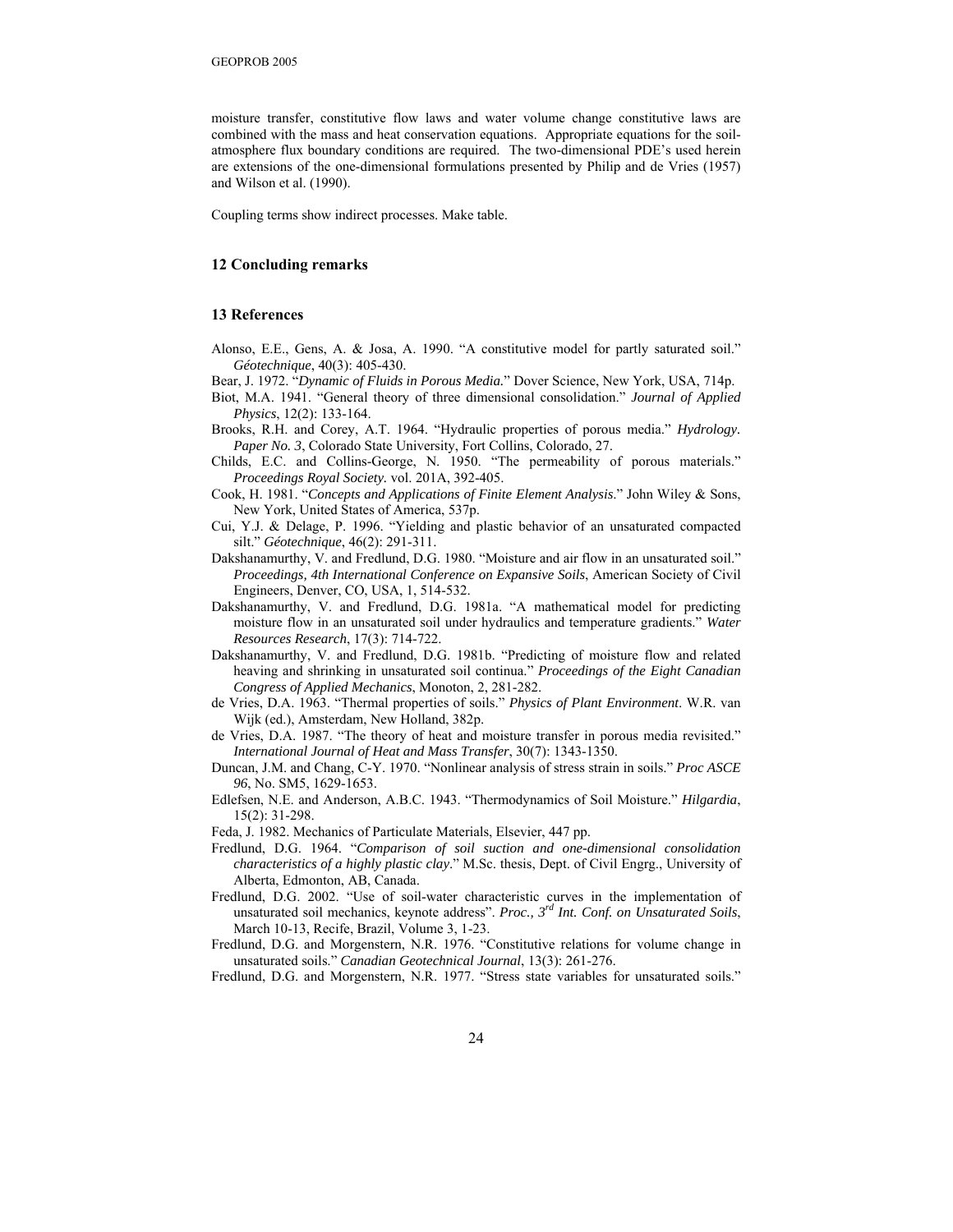moisture transfer, constitutive flow laws and water volume change constitutive laws are combined with the mass and heat conservation equations. Appropriate equations for the soil-atmosphere flux boundary conditions are required. The two-dimensional PDE's used herein are extensions of the one-dimensional formulations presented by Philip and de Vries (1957) and Wilson et al. (1990).

Coupling terms show indirect processes. Make table.

## 12 Concluding remarks

## 13 References

Alonso, E.E., Gens, A. & Josa, A. 1990. "A constitutive model for partly saturated soil." *Géotechnique*, 40(3): 405-430.

Bear, J. 1972. "*Dynamic of Fluids in Porous Media.*" Dover Science, New York, USA, 714p.

Biot, M.A. 1941. "General theory of three dimensional consolidation." *Journal of Applied Physics*, 12(2): 133-164.

Brooks, R.H. and Corey, A.T. 1964. "Hydraulic properties of porous media." *Hydrology. Paper No. 3*, Colorado State University, Fort Collins, Colorado, 27.

Childs, E.C. and Collins-George, N. 1950. "The permeability of porous materials." *Proceedings Royal Society.* vol. 201A, 392-405.

Cook, H. 1981. "*Concepts and Applications of Finite Element Analysis.*" John Wiley & Sons, New York, United States of America, 537p.

Cui, Y.J. & Delage, P. 1996. "Yielding and plastic behavior of an unsaturated compacted silt." *Géotechnique*, 46(2): 291-311.

Dakshanamurthy, V. and Fredlund, D.G. 1980. "Moisture and air flow in an unsaturated soil." *Proceedings, 4th International Conference on Expansive Soils*, American Society of Civil Engineers, Denver, CO, USA, 1, 514-532.

Dakshanamurthy, V. and Fredlund, D.G. 1981a. "A mathematical model for predicting moisture flow in an unsaturated soil under hydraulics and temperature gradients." *Water Resources Research*, 17(3): 714-722.

Dakshanamurthy, V. and Fredlund, D.G. 1981b. "Predicting of moisture flow and related heaving and shrinking in unsaturated soil continua." *Proceedings of the Eight Canadian Congress of Applied Mechanics*, Monoton, 2, 281-282.

de Vries, D.A. 1963. "Thermal properties of soils." *Physics of Plant Environment*. W.R. van Wijk (ed.), Amsterdam, New Holland, 382p.

de Vries, D.A. 1987. "The theory of heat and moisture transfer in porous media revisited." *International Journal of Heat and Mass Transfer*, 30(7): 1343-1350.

Duncan, J.M. and Chang, C-Y. 1970. "Nonlinear analysis of stress strain in soils." *Proc ASCE 96*, No. SM5, 1629-1653.

Edlefsen, N.E. and Anderson, A.B.C. 1943. "Thermodynamics of Soil Moisture." *Hilgardia*, 15(2): 31-298.

Feda, J. 1982. Mechanics of Particulate Materials, Elsevier, 447 pp.

Fredlund, D.G. 1964. "*Comparison of soil suction and one-dimensional consolidation characteristics of a highly plastic clay*." M.Sc. thesis, Dept. of Civil Engrg., University of Alberta, Edmonton, AB, Canada.

Fredlund, D.G. 2002. "Use of soil-water characteristic curves in the implementation of unsaturated soil mechanics, keynote address". *Proc., 3rd Int. Conf. on Unsaturated Soils*, March 10-13, Recife, Brazil, Volume 3, 1-23.

Fredlund, D.G. and Morgenstern, N.R. 1976. "Constitutive relations for volume change in unsaturated soils." *Canadian Geotechnical Journal*, 13(3): 261-276.

Fredlund, D.G. and Morgenstern, N.R. 1977. "Stress state variables for unsaturated soils."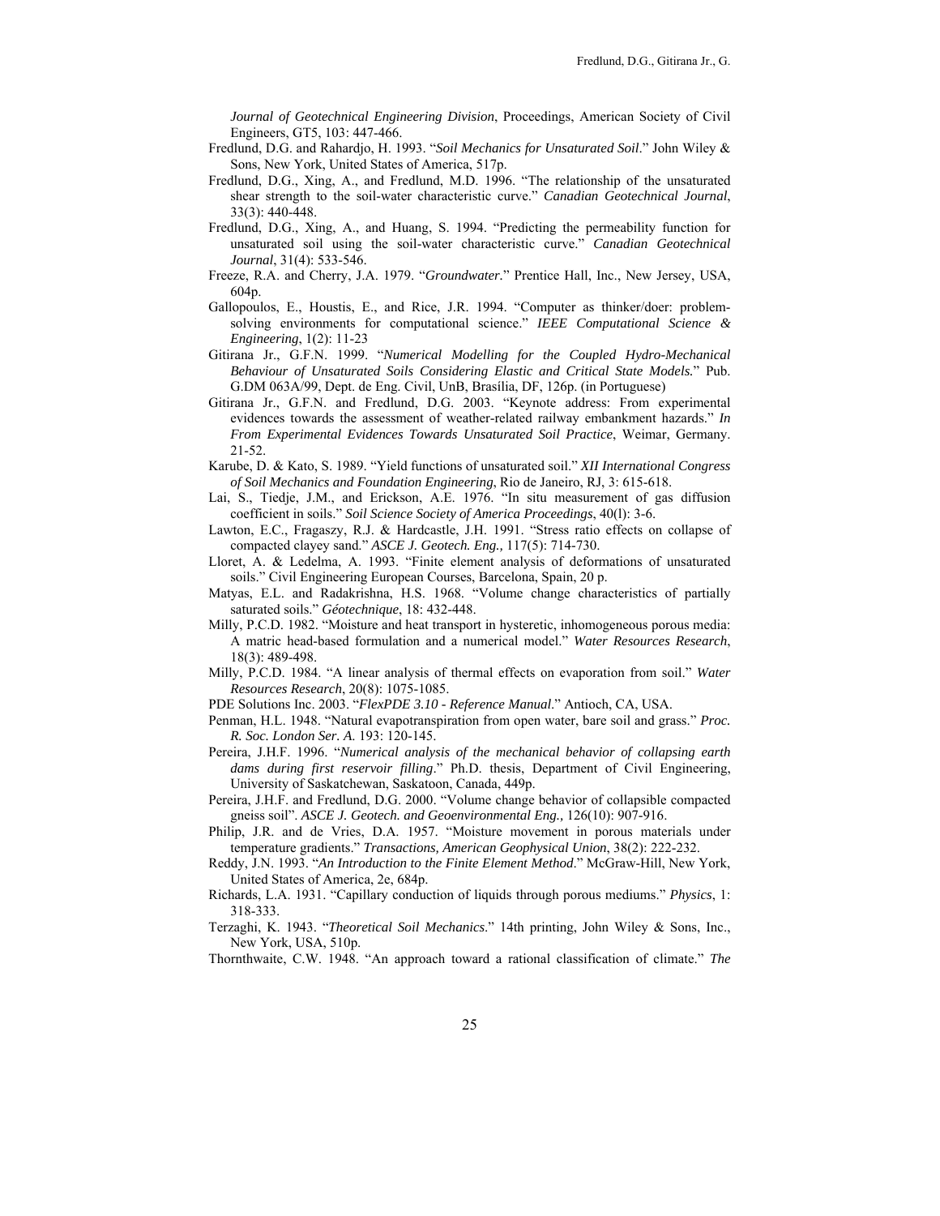*Journal of Geotechnical Engineering Division*, Proceedings, American Society of Civil Engineers, GT5, 103: 447-466.

Fredlund, D.G. and Rahardjo, H. 1993. "*Soil Mechanics for Unsaturated Soil*." John Wiley & Sons, New York, United States of America, 517p.

Fredlund, D.G., Xing, A., and Fredlund, M.D. 1996. "The relationship of the unsaturated shear strength to the soil-water characteristic curve." *Canadian Geotechnical Journal*, 33(3): 440-448.

Fredlund, D.G., Xing, A., and Huang, S. 1994. "Predicting the permeability function for unsaturated soil using the soil-water characteristic curve." *Canadian Geotechnical Journal*, 31(4): 533-546.

Freeze, R.A. and Cherry, J.A. 1979. "*Groundwater.*" Prentice Hall, Inc., New Jersey, USA, 604p.

Gallopoulos, E., Houstis, E., and Rice, J.R. 1994. "Computer as thinker/doer: problem-solving environments for computational science." *IEEE Computational Science & Engineering*, 1(2): 11-23

Gitirana Jr., G.F.N. 1999. "*Numerical Modelling for the Coupled Hydro-Mechanical Behaviour of Unsaturated Soils Considering Elastic and Critical State Models.*" Pub. G.DM 063A/99, Dept. de Eng. Civil, UnB, Brasília, DF, 126p. (in Portuguese)

Gitirana Jr., G.F.N. and Fredlund, D.G. 2003. "Keynote address: From experimental evidences towards the assessment of weather-related railway embankment hazards." *In From Experimental Evidences Towards Unsaturated Soil Practice*, Weimar, Germany. 21-52.

Karube, D. & Kato, S. 1989. "Yield functions of unsaturated soil." *XII International Congress of Soil Mechanics and Foundation Engineering*, Rio de Janeiro, RJ, 3: 615-618.

Lai, S., Tiedje, J.M., and Erickson, A.E. 1976. "In situ measurement of gas diffusion coefficient in soils." *Soil Science Society of America Proceedings*, 40(l): 3-6.

Lawton, E.C., Fragaszy, R.J. & Hardcastle, J.H. 1991. "Stress ratio effects on collapse of compacted clayey sand." *ASCE J. Geotech. Eng.,* 117(5): 714-730.

Lloret, A. & Ledelma, A. 1993. "Finite element analysis of deformations of unsaturated soils." Civil Engineering European Courses, Barcelona, Spain, 20 p.

Matyas, E.L. and Radakrishna, H.S. 1968. "Volume change characteristics of partially saturated soils." *Géotechnique*, 18: 432-448.

Milly, P.C.D. 1982. "Moisture and heat transport in hysteretic, inhomogeneous porous media: A matric head-based formulation and a numerical model." *Water Resources Research*, 18(3): 489-498.

Milly, P.C.D. 1984. "A linear analysis of thermal effects on evaporation from soil." *Water Resources Research*, 20(8): 1075-1085.

PDE Solutions Inc. 2003. "*FlexPDE 3.10 - Reference Manual*." Antioch, CA, USA.

Penman, H.L. 1948. "Natural evapotranspiration from open water, bare soil and grass." *Proc. R. Soc. London Ser. A.* 193: 120-145.

Pereira, J.H.F. 1996. "*Numerical analysis of the mechanical behavior of collapsing earth dams during first reservoir filling*." Ph.D. thesis, Department of Civil Engineering, University of Saskatchewan, Saskatoon, Canada, 449p.

Pereira, J.H.F. and Fredlund, D.G. 2000. "Volume change behavior of collapsible compacted gneiss soil". *ASCE J. Geotech. and Geoenvironmental Eng.,* 126(10): 907-916.

Philip, J.R. and de Vries, D.A. 1957. "Moisture movement in porous materials under temperature gradients." *Transactions, American Geophysical Union*, 38(2): 222-232.

Reddy, J.N. 1993. "*An Introduction to the Finite Element Method*." McGraw-Hill, New York, United States of America, 2e, 684p.

Richards, L.A. 1931. "Capillary conduction of liquids through porous mediums." *Physics*, 1: 318-333.

Terzaghi, K. 1943. "*Theoretical Soil Mechanics*." 14th printing, John Wiley & Sons, Inc., New York, USA, 510p.

Thornthwaite, C.W. 1948. "An approach toward a rational classification of climate." *The*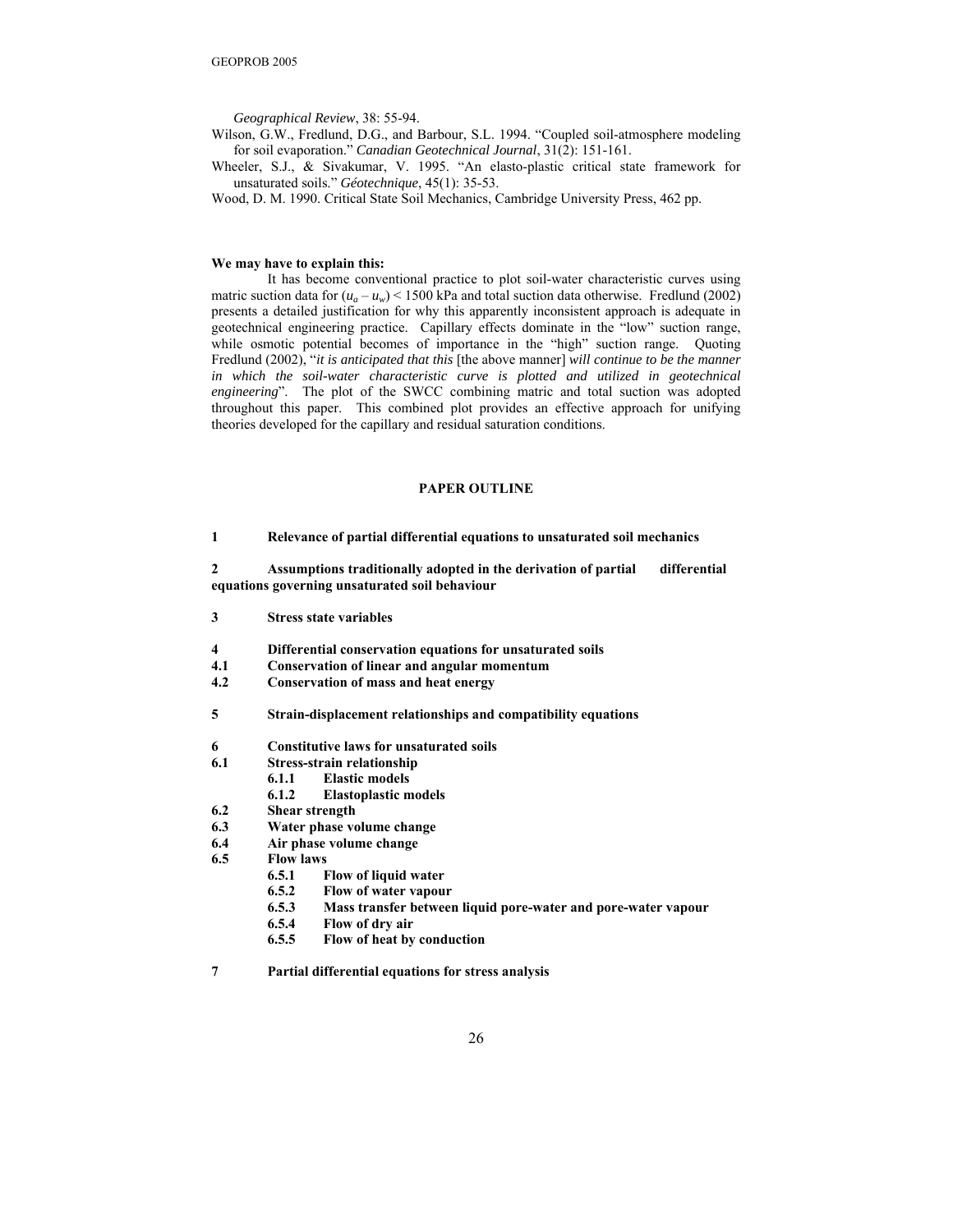*Geographical Review*, 38: 55-94.

Wilson, G.W., Fredlund, D.G., and Barbour, S.L. 1994. "Coupled soil-atmosphere modeling for soil evaporation." *Canadian Geotechnical Journal*, 31(2): 151-161.

Wheeler, S.J., & Sivakumar, V. 1995. "An elasto-plastic critical state framework for unsaturated soils." *Géotechnique*, 45(1): 35-53.

Wood, D. M. 1990. Critical State Soil Mechanics, Cambridge University Press, 462 pp.

**We may have to explain this:**

It has become conventional practice to plot soil-water characteristic curves using matric suction data for $(u_a - u_w) < 1500$ kPa and total suction data otherwise. Fredlund (2002) presents a detailed justification for why this apparently inconsistent approach is adequate in geotechnical engineering practice. Capillary effects dominate in the "low" suction range, while osmotic potential becomes of importance in the "high" suction range. Quoting Fredlund (2002), "*it is anticipated that this* [the above manner] *will continue to be the manner in which the soil-water characteristic curve is plotted and utilized in geotechnical engineering*". The plot of the SWCC combining matric and total suction was adopted throughout this paper. This combined plot provides an effective approach for unifying theories developed for the capillary and residual saturation conditions.

## PAPER OUTLINE

**1 Relevance of partial differential equations to unsaturated soil mechanics**

**2 Assumptions traditionally adopted in the derivation of partial differential equations governing unsaturated soil behaviour**

**3 Stress state variables**

**4 Differential conservation equations for unsaturated soils**

**4.1 Conservation of linear and angular momentum**

**4.2 Conservation of mass and heat energy**

**5 Strain-displacement relationships and compatibility equations**

**6 Constitutive laws for unsaturated soils**

**6.1 Stress-strain relationship**

- **6.1.1 Elastic models**
- **6.1.2 Elastoplastic models**

**6.2 Shear strength**

**6.3 Water phase volume change**

**6.4 Air phase volume change**

**6.5 Flow laws**

- **6.5.1 Flow of liquid water**
- **6.5.2 Flow of water vapour**
- **6.5.3 Mass transfer between liquid pore-water and pore-water vapour**
- **6.5.4 Flow of dry air**
- **6.5.5 Flow of heat by conduction**

**7 Partial differential equations for stress analysis**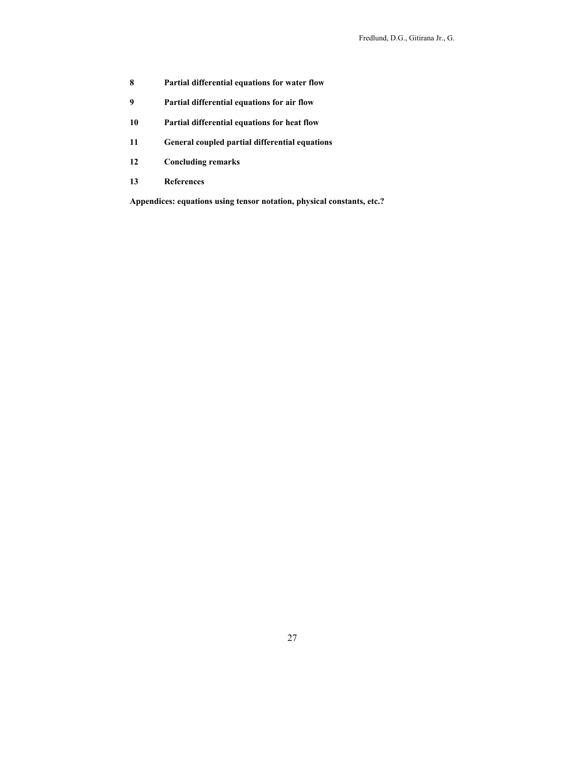**8 Partial differential equations for water flow**

**9 Partial differential equations for air flow**

**10 Partial differential equations for heat flow**

**11 General coupled partial differential equations**

**12 Concluding remarks**

**13 References**

**Appendices: equations using tensor notation, physical constants, etc.?**